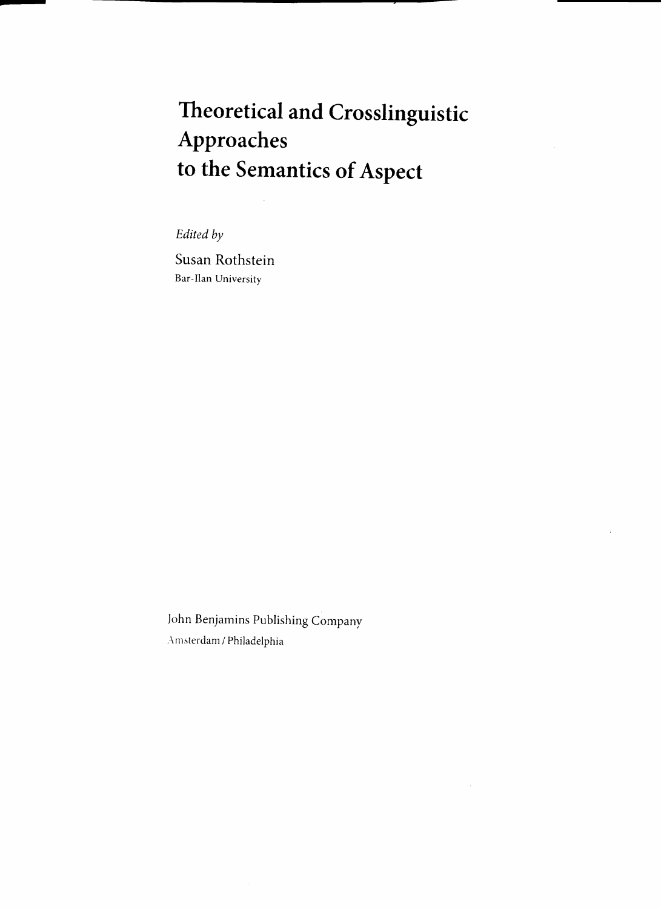# Theoretical and Crosslinguistic Approaches to the Semantics of Aspect

*Edited by*

Susan Rothstein
Bar-Ilan University

John Benjamins Publishing Company
Amsterdam / Philadelphia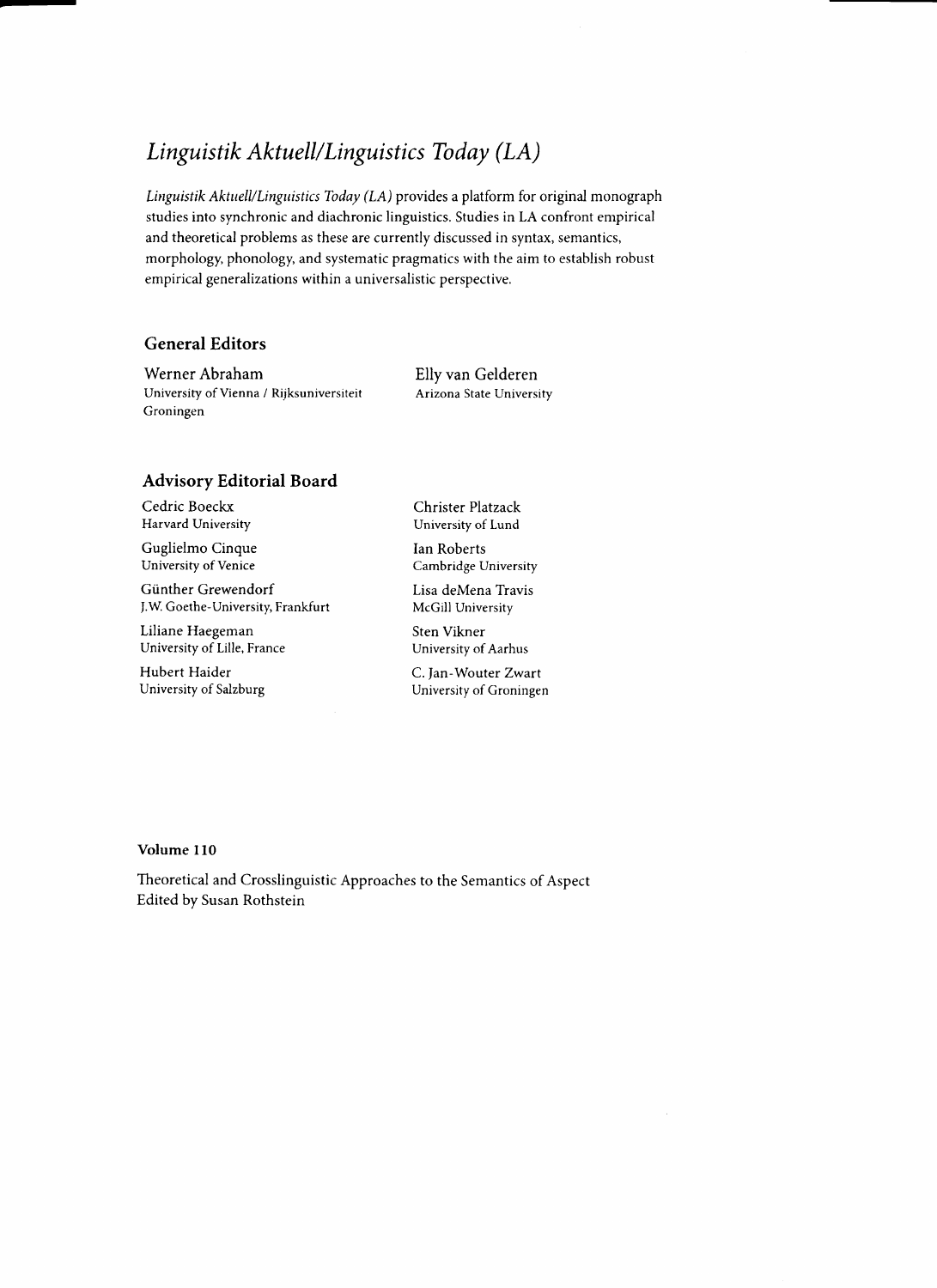# *Linguistik Aktuell/Linguistics Today (LA)*

*Linguistik Aktuell/Linguistics Today (LA)* provides a platform for original monograph studies into synchronic and diachronic linguistics. Studies in LA confront empirical and theoretical problems as these are currently discussed in syntax, semantics, morphology, phonology, and systematic pragmatics with the aim to establish robust empirical generalizations within a universalistic perspective.

## General Editors

Werner Abraham
University of Vienna / Rijksuniversiteit Groningen

Elly van Gelderen
Arizona State University

## Advisory Editorial Board

Cedric Boeckx
Harvard University

Guglielmo Cinque
University of Venice

Günther Grewendorf
J.W. Goethe-University, Frankfurt

Liliane Haegeman
University of Lille, France

Hubert Haider
University of Salzburg

Christer Platzack
University of Lund

Ian Roberts
Cambridge University

Lisa deMena Travis
McGill University

Sten Vikner
University of Aarhus

C. Jan-Wouter Zwart
University of Groningen

**Volume 110**

Theoretical and Crosslinguistic Approaches to the Semantics of Aspect
Edited by Susan Rothstein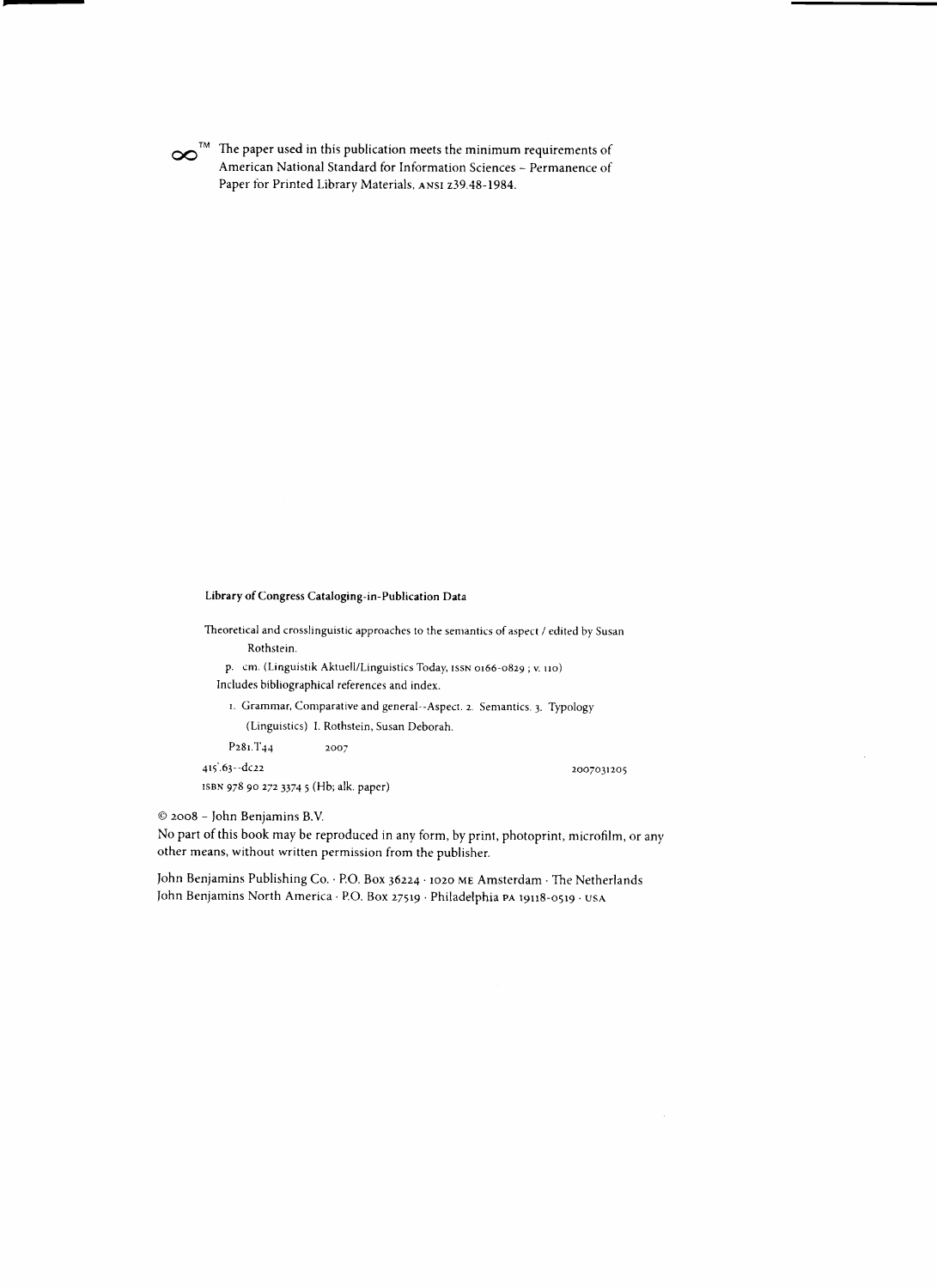∞™ The paper used in this publication meets the minimum requirements of American National Standard for Information Sciences – Permanence of Paper for Printed Library Materials, ANSI Z39.48-1984.

**Library of Congress Cataloging-in-Publication Data**

Theoretical and crosslinguistic approaches to the semantics of aspect / edited by Susan Rothstein.

p. cm. (Linguistik Aktuell/Linguistics Today, ISSN 0166-0829 ; v. 110)

Includes bibliographical references and index.

1. Grammar, Comparative and general--Aspect. 2. Semantics. 3. Typology (Linguistics) I. Rothstein, Susan Deborah.

P281.T44 2007

415'.63--dc22 2007031205

ISBN 978 90 272 3374 5 (Hb; alk. paper)

© 2008 – John Benjamins B.V.

No part of this book may be reproduced in any form, by print, photoprint, microfilm, or any other means, without written permission from the publisher.

John Benjamins Publishing Co. · P.O. Box 36224 · 1020 ME Amsterdam · The Netherlands
John Benjamins North America · P.O. Box 27519 · Philadelphia PA 19118-0519 · USA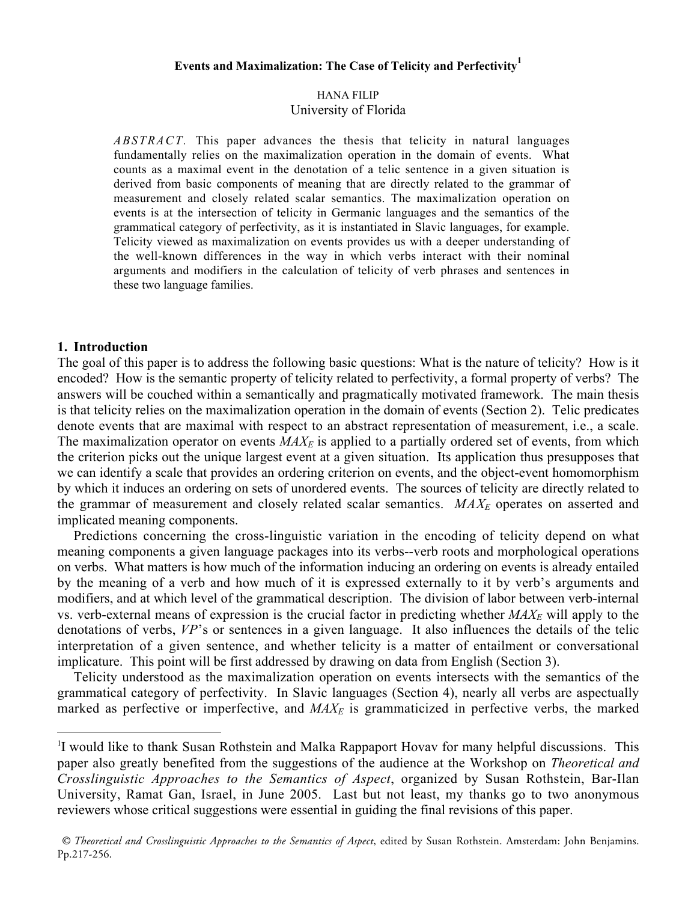**Events and Maximalization: The Case of Telicity and Perfectivity[1]**

HANA FILIP
University of Florida

*ABSTRACT*. This paper advances the thesis that telicity in natural languages fundamentally relies on the maximalization operation in the domain of events. What counts as a maximal event in the denotation of a telic sentence in a given situation is derived from basic components of meaning that are directly related to the grammar of measurement and closely related scalar semantics. The maximalization operation on events is at the intersection of telicity in Germanic languages and the semantics of the grammatical category of perfectivity, as it is instantiated in Slavic languages, for example. Telicity viewed as maximalization on events provides us with a deeper understanding of the well-known differences in the way in which verbs interact with their nominal arguments and modifiers in the calculation of telicity of verb phrases and sentences in these two language families.

## 1. Introduction

The goal of this paper is to address the following basic questions: What is the nature of telicity? How is it encoded? How is the semantic property of telicity related to perfectivity, a formal property of verbs? The answers will be couched within a semantically and pragmatically motivated framework. The main thesis is that telicity relies on the maximalization operation in the domain of events (Section 2). Telic predicates denote events that are maximal with respect to an abstract representation of measurement, i.e., a scale. The maximalization operator on events $MAX_E$ is applied to a partially ordered set of events, from which the criterion picks out the unique largest event at a given situation. Its application thus presupposes that we can identify a scale that provides an ordering criterion on events, and the object-event homomorphism by which it induces an ordering on sets of unordered events. The sources of telicity are directly related to the grammar of measurement and closely related scalar semantics. $MAX_E$ operates on asserted and implicated meaning components.

Predictions concerning the cross-linguistic variation in the encoding of telicity depend on what meaning components a given language packages into its verbs--verb roots and morphological operations on verbs. What matters is how much of the information inducing an ordering on events is already entailed by the meaning of a verb and how much of it is expressed externally to it by verb's arguments and modifiers, and at which level of the grammatical description. The division of labor between verb-internal vs. verb-external means of expression is the crucial factor in predicting whether $MAX_E$ will apply to the denotations of verbs, *VP*'s or sentences in a given language. It also influences the details of the telic interpretation of a given sentence, and whether telicity is a matter of entailment or conversational implicature. This point will be first addressed by drawing on data from English (Section 3).

Telicity understood as the maximalization operation on events intersects with the semantics of the grammatical category of perfectivity. In Slavic languages (Section 4), nearly all verbs are aspectually marked as perfective or imperfective, and $MAX_E$ is grammaticized in perfective verbs, the marked

[1] I would like to thank Susan Rothstein and Malka Rappaport Hovav for many helpful discussions. This paper also greatly benefited from the suggestions of the audience at the Workshop on *Theoretical and Crosslinguistic Approaches to the Semantics of Aspect*, organized by Susan Rothstein, Bar-Ilan University, Ramat Gan, Israel, in June 2005. Last but not least, my thanks go to two anonymous reviewers whose critical suggestions were essential in guiding the final revisions of this paper.

© *Theoretical and Crosslinguistic Approaches to the Semantics of Aspect*, edited by Susan Rothstein. Amsterdam: John Benjamins. Pp.217-256.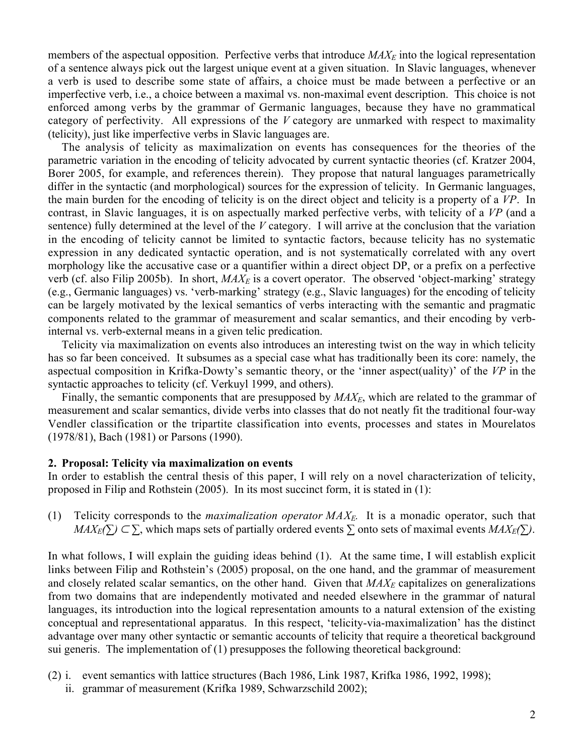members of the aspectual opposition. Perfective verbs that introduce $MAX_E$ into the logical representation of a sentence always pick out the largest unique event at a given situation. In Slavic languages, whenever a verb is used to describe some state of affairs, a choice must be made between a perfective or an imperfective verb, i.e., a choice between a maximal vs. non-maximal event description. This choice is not enforced among verbs by the grammar of Germanic languages, because they have no grammatical category of perfectivity. All expressions of the *V* category are unmarked with respect to maximality (telicity), just like imperfective verbs in Slavic languages are.

The analysis of telicity as maximalization on events has consequences for the theories of the parametric variation in the encoding of telicity advocated by current syntactic theories (cf. Kratzer 2004, Borer 2005, for example, and references therein). They propose that natural languages parametrically differ in the syntactic (and morphological) sources for the expression of telicity. In Germanic languages, the main burden for the encoding of telicity is on the direct object and telicity is a property of a *VP*. In contrast, in Slavic languages, it is on aspectually marked perfective verbs, with telicity of a *VP* (and a sentence) fully determined at the level of the *V* category. I will arrive at the conclusion that the variation in the encoding of telicity cannot be limited to syntactic factors, because telicity has no systematic expression in any dedicated syntactic operation, and is not systematically correlated with any overt morphology like the accusative case or a quantifier within a direct object DP, or a prefix on a perfective verb (cf. also Filip 2005b). In short, $MAX_E$ is a covert operator. The observed 'object-marking' strategy (e.g., Germanic languages) vs. 'verb-marking' strategy (e.g., Slavic languages) for the encoding of telicity can be largely motivated by the lexical semantics of verbs interacting with the semantic and pragmatic components related to the grammar of measurement and scalar semantics, and their encoding by verb-internal vs. verb-external means in a given telic predication.

Telicity via maximalization on events also introduces an interesting twist on the way in which telicity has so far been conceived. It subsumes as a special case what has traditionally been its core: namely, the aspectual composition in Krifka-Dowty's semantic theory, or the 'inner aspect(uality)' of the *VP* in the syntactic approaches to telicity (cf. Verkuyl 1999, and others).

Finally, the semantic components that are presupposed by $MAX_E$, which are related to the grammar of measurement and scalar semantics, divide verbs into classes that do not neatly fit the traditional four-way Vendler classification or the tripartite classification into events, processes and states in Mourelatos (1978/81), Bach (1981) or Parsons (1990).

## 2. Proposal: Telicity via maximalization on events

In order to establish the central thesis of this paper, I will rely on a novel characterization of telicity, proposed in Filip and Rothstein (2005). In its most succinct form, it is stated in (1):

(1) Telicity corresponds to the *maximalization operator* $MAX_E$. It is a monadic operator, such that $MAX_E(\Sigma) \subset \Sigma$, which maps sets of partially ordered events $\Sigma$ onto sets of maximal events $MAX_E(\Sigma)$.

In what follows, I will explain the guiding ideas behind (1). At the same time, I will establish explicit links between Filip and Rothstein's (2005) proposal, on the one hand, and the grammar of measurement and closely related scalar semantics, on the other hand. Given that $MAX_E$ capitalizes on generalizations from two domains that are independently motivated and needed elsewhere in the grammar of natural languages, its introduction into the logical representation amounts to a natural extension of the existing conceptual and representational apparatus. In this respect, 'telicity-via-maximalization' has the distinct advantage over many other syntactic or semantic accounts of telicity that require a theoretical background sui generis. The implementation of (1) presupposes the following theoretical background:

(2) i. event semantics with lattice structures (Bach 1986, Link 1987, Krifka 1986, 1992, 1998);
   ii. grammar of measurement (Krifka 1989, Schwarzschild 2002);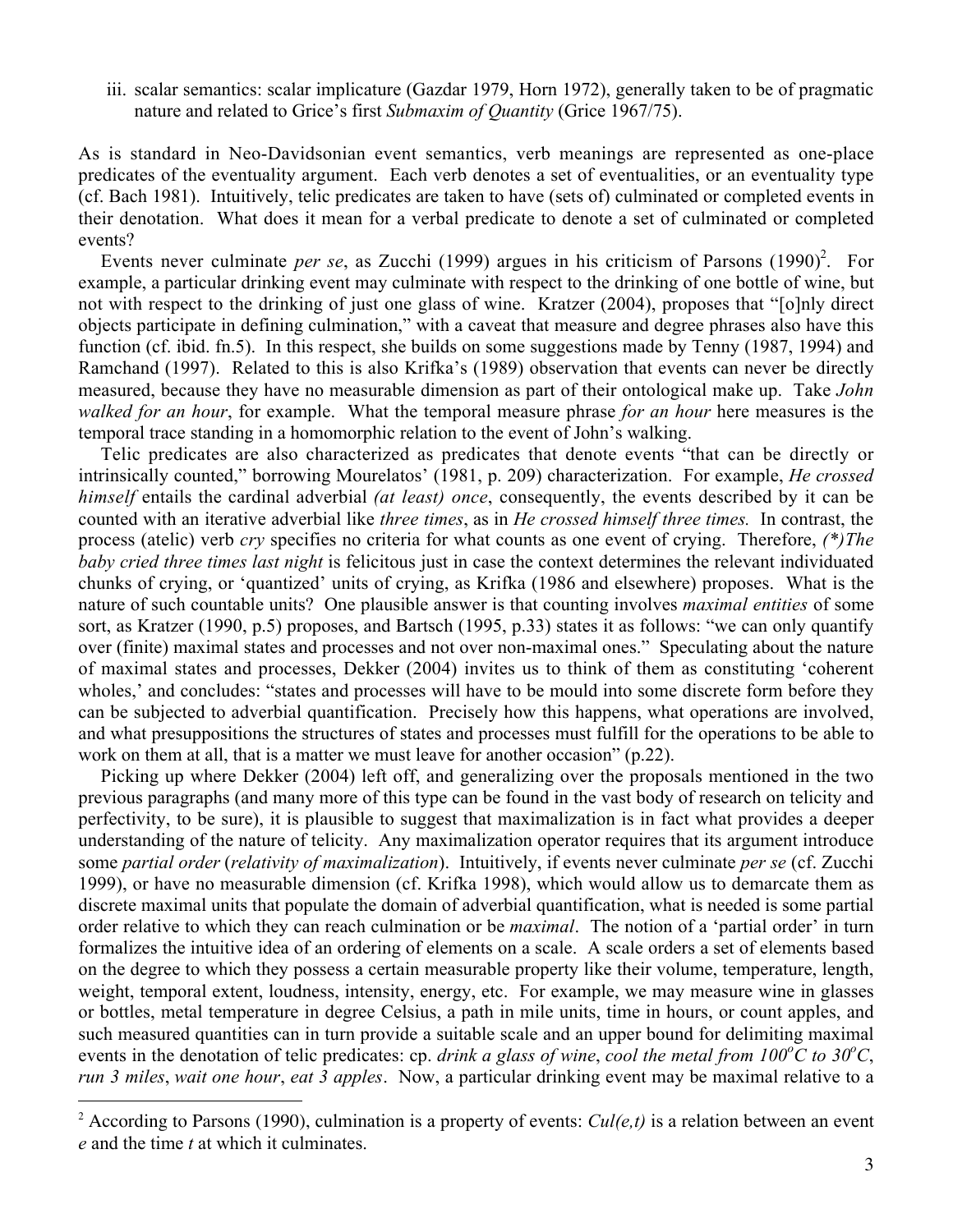iii. scalar semantics: scalar implicature (Gazdar 1979, Horn 1972), generally taken to be of pragmatic nature and related to Grice's first *Submaxim of Quantity* (Grice 1967/75).

As is standard in Neo-Davidsonian event semantics, verb meanings are represented as one-place predicates of the eventuality argument. Each verb denotes a set of eventualities, or an eventuality type (cf. Bach 1981). Intuitively, telic predicates are taken to have (sets of) culminated or completed events in their denotation. What does it mean for a verbal predicate to denote a set of culminated or completed events?

Events never culminate *per se*, as Zucchi (1999) argues in his criticism of Parsons (1990)[2]. For example, a particular drinking event may culminate with respect to the drinking of one bottle of wine, but not with respect to the drinking of just one glass of wine. Kratzer (2004), proposes that "[o]nly direct objects participate in defining culmination," with a caveat that measure and degree phrases also have this function (cf. ibid. fn.5). In this respect, she builds on some suggestions made by Tenny (1987, 1994) and Ramchand (1997). Related to this is also Krifka's (1989) observation that events can never be directly measured, because they have no measurable dimension as part of their ontological make up. Take *John walked for an hour*, for example. What the temporal measure phrase *for an hour* here measures is the temporal trace standing in a homomorphic relation to the event of John's walking.

Telic predicates are also characterized as predicates that denote events "that can be directly or intrinsically counted," borrowing Mourelatos' (1981, p. 209) characterization. For example, *He crossed himself* entails the cardinal adverbial *(at least) once*, consequently, the events described by it can be counted with an iterative adverbial like *three times*, as in *He crossed himself three times.* In contrast, the process (atelic) verb *cry* specifies no criteria for what counts as one event of crying. Therefore, *(\*)The baby cried three times last night* is felicitous just in case the context determines the relevant individuated chunks of crying, or 'quantized' units of crying, as Krifka (1986 and elsewhere) proposes. What is the nature of such countable units? One plausible answer is that counting involves *maximal entities* of some sort, as Kratzer (1990, p.5) proposes, and Bartsch (1995, p.33) states it as follows: "we can only quantify over (finite) maximal states and processes and not over non-maximal ones." Speculating about the nature of maximal states and processes, Dekker (2004) invites us to think of them as constituting 'coherent wholes,' and concludes: "states and processes will have to be mould into some discrete form before they can be subjected to adverbial quantification. Precisely how this happens, what operations are involved, and what presuppositions the structures of states and processes must fulfill for the operations to be able to work on them at all, that is a matter we must leave for another occasion" (p.22).

Picking up where Dekker (2004) left off, and generalizing over the proposals mentioned in the two previous paragraphs (and many more of this type can be found in the vast body of research on telicity and perfectivity, to be sure), it is plausible to suggest that maximalization is in fact what provides a deeper understanding of the nature of telicity. Any maximalization operator requires that its argument introduce some *partial order* (*relativity of maximalization*). Intuitively, if events never culminate *per se* (cf. Zucchi 1999), or have no measurable dimension (cf. Krifka 1998), which would allow us to demarcate them as discrete maximal units that populate the domain of adverbial quantification, what is needed is some partial order relative to which they can reach culmination or be *maximal*. The notion of a 'partial order' in turn formalizes the intuitive idea of an ordering of elements on a scale. A scale orders a set of elements based on the degree to which they possess a certain measurable property like their volume, temperature, length, weight, temporal extent, loudness, intensity, energy, etc. For example, we may measure wine in glasses or bottles, metal temperature in degree Celsius, a path in mile units, time in hours, or count apples, and such measured quantities can in turn provide a suitable scale and an upper bound for delimiting maximal events in the denotation of telic predicates: cp. *drink a glass of wine*, *cool the metal from 100°C to 30°C*, *run 3 miles*, *wait one hour*, *eat 3 apples*. Now, a particular drinking event may be maximal relative to a

[2] According to Parsons (1990), culmination is a property of events: *Cul(e,t)* is a relation between an event *e* and the time *t* at which it culminates.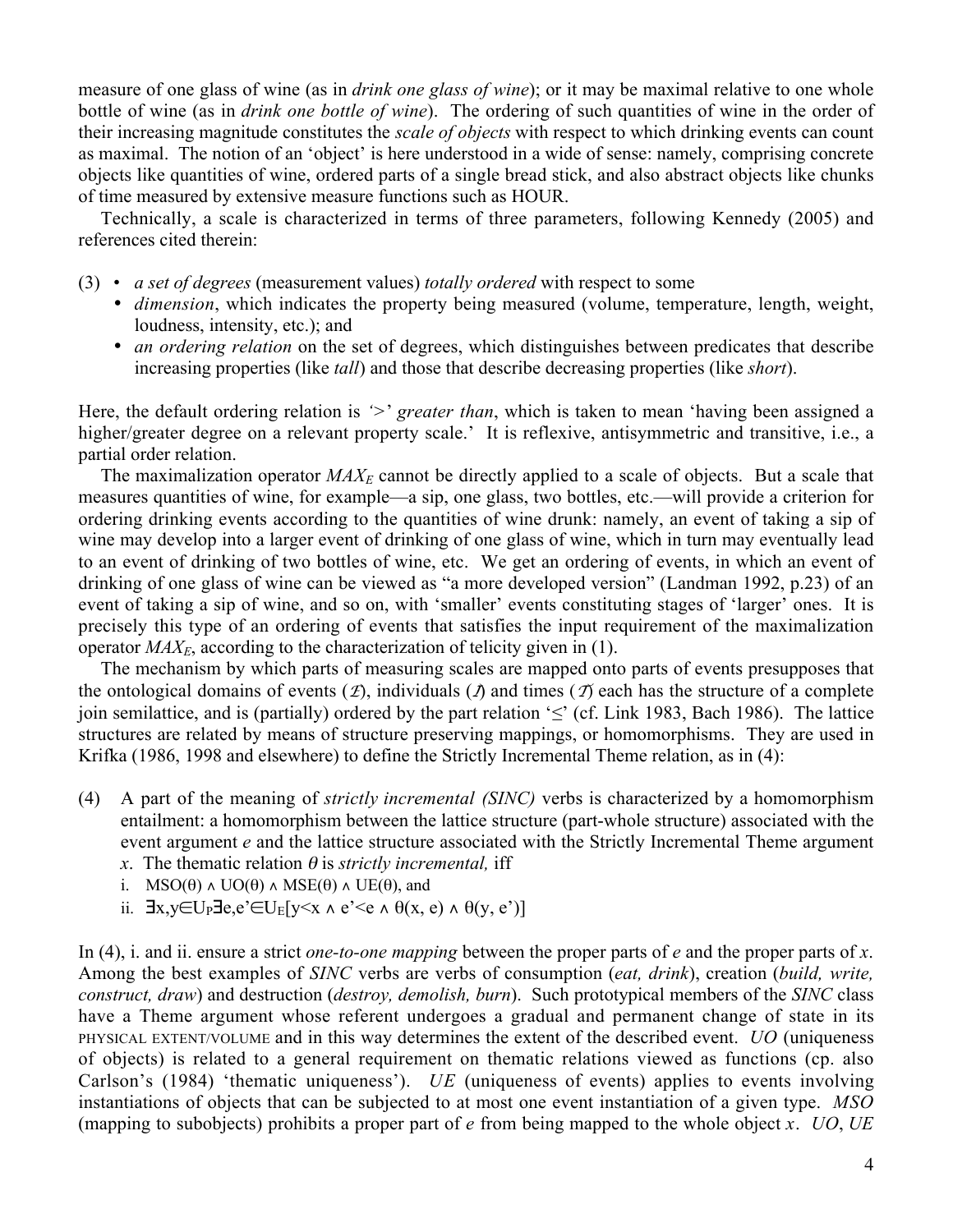measure of one glass of wine (as in *drink one glass of wine*); or it may be maximal relative to one whole bottle of wine (as in *drink one bottle of wine*). The ordering of such quantities of wine in the order of their increasing magnitude constitutes the *scale of objects* with respect to which drinking events can count as maximal. The notion of an 'object' is here understood in a wide of sense: namely, comprising concrete objects like quantities of wine, ordered parts of a single bread stick, and also abstract objects like chunks of time measured by extensive measure functions such as HOUR.

Technically, a scale is characterized in terms of three parameters, following Kennedy (2005) and references cited therein:

(3)
- *a set of degrees* (measurement values) *totally ordered* with respect to some
- *dimension*, which indicates the property being measured (volume, temperature, length, weight, loudness, intensity, etc.); and
- *an ordering relation* on the set of degrees, which distinguishes between predicates that describe increasing properties (like *tall*) and those that describe decreasing properties (like *short*).

Here, the default ordering relation is *'>' greater than*, which is taken to mean 'having been assigned a higher/greater degree on a relevant property scale.' It is reflexive, antisymmetric and transitive, i.e., a partial order relation.

The maximalization operator $MAX_E$ cannot be directly applied to a scale of objects. But a scale that measures quantities of wine, for example—a sip, one glass, two bottles, etc.—will provide a criterion for ordering drinking events according to the quantities of wine drunk: namely, an event of taking a sip of wine may develop into a larger event of drinking of one glass of wine, which in turn may eventually lead to an event of drinking of two bottles of wine, etc. We get an ordering of events, in which an event of drinking of one glass of wine can be viewed as "a more developed version" (Landman 1992, p.23) of an event of taking a sip of wine, and so on, with 'smaller' events constituting stages of 'larger' ones. It is precisely this type of an ordering of events that satisfies the input requirement of the maximalization operator $MAX_E$, according to the characterization of telicity given in (1).

The mechanism by which parts of measuring scales are mapped onto parts of events presupposes that the ontological domains of events ($\mathcal{E}$), individuals ($\mathcal{I}$) and times ($\mathcal{T}$) each has the structure of a complete join semilattice, and is (partially) ordered by the part relation '$\leq$' (cf. Link 1983, Bach 1986). The lattice structures are related by means of structure preserving mappings, or homomorphisms. They are used in Krifka (1986, 1998 and elsewhere) to define the Strictly Incremental Theme relation, as in (4):

(4) A part of the meaning of *strictly incremental (SINC)* verbs is characterized by a homomorphism entailment: a homomorphism between the lattice structure (part-whole structure) associated with the event argument *e* and the lattice structure associated with the Strictly Incremental Theme argument *x*. The thematic relation $\theta$ is *strictly incremental,* iff

i. $\mathrm{MSO}(\theta) \wedge \mathrm{UO}(\theta) \wedge \mathrm{MSE}(\theta) \wedge \mathrm{UE}(\theta)$, and

ii. $\exists x,y \in U_P \exists e,e' \in U_E [y < x \wedge e' < e \wedge \theta(x, e) \wedge \theta(y, e')]$

In (4), i. and ii. ensure a strict *one-to-one mapping* between the proper parts of *e* and the proper parts of *x*. Among the best examples of *SINC* verbs are verbs of consumption (*eat, drink*), creation (*build, write, construct, draw*) and destruction (*destroy, demolish, burn*). Such prototypical members of the *SINC* class have a Theme argument whose referent undergoes a gradual and permanent change of state in its PHYSICAL EXTENT/VOLUME and in this way determines the extent of the described event. *UO* (uniqueness of objects) is related to a general requirement on thematic relations viewed as functions (cp. also Carlson's (1984) 'thematic uniqueness'). *UE* (uniqueness of events) applies to events involving instantiations of objects that can be subjected to at most one event instantiation of a given type. *MSO* (mapping to subobjects) prohibits a proper part of *e* from being mapped to the whole object *x*. *UO*, *UE*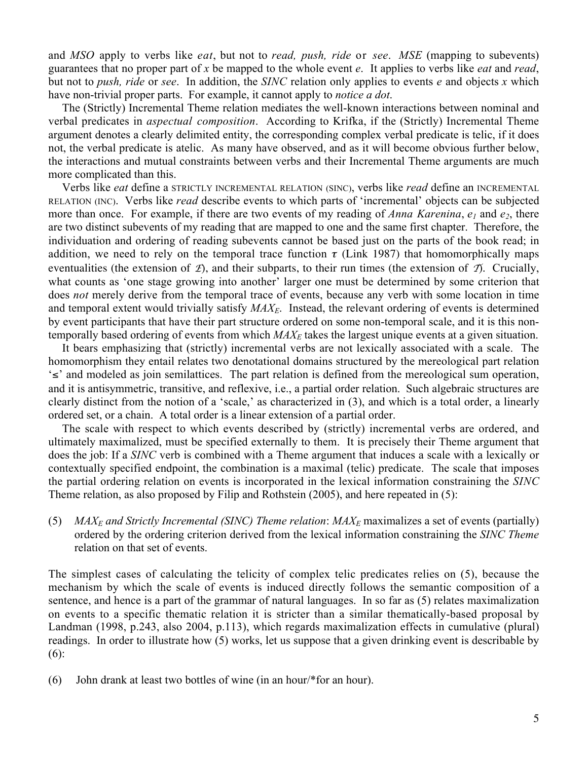and *MSO* apply to verbs like *eat*, but not to *read, push, ride* or *see*. *MSE* (mapping to subevents) guarantees that no proper part of *x* be mapped to the whole event *e*. It applies to verbs like *eat* and *read*, but not to *push, ride* or *see*. In addition, the *SINC* relation only applies to events *e* and objects *x* which have non-trivial proper parts. For example, it cannot apply to *notice a dot*.

The (Strictly) Incremental Theme relation mediates the well-known interactions between nominal and verbal predicates in *aspectual composition*. According to Krifka, if the (Strictly) Incremental Theme argument denotes a clearly delimited entity, the corresponding complex verbal predicate is telic, if it does not, the verbal predicate is atelic. As many have observed, and as it will become obvious further below, the interactions and mutual constraints between verbs and their Incremental Theme arguments are much more complicated than this.

Verbs like *eat* define a STRICTLY INCREMENTAL RELATION (SINC), verbs like *read* define an INCREMENTAL RELATION (INC). Verbs like *read* describe events to which parts of 'incremental' objects can be subjected more than once. For example, if there are two events of my reading of *Anna Karenina*, $e_1$ and $e_2$, there are two distinct subevents of my reading that are mapped to one and the same first chapter. Therefore, the individuation and ordering of reading subevents cannot be based just on the parts of the book read; in addition, we need to rely on the temporal trace function $\tau$ (Link 1987) that homomorphically maps eventualities (the extension of $\mathcal{E}$), and their subparts, to their run times (the extension of $\mathcal{T}$). Crucially, what counts as 'one stage growing into another' larger one must be determined by some criterion that does *not* merely derive from the temporal trace of events, because any verb with some location in time and temporal extent would trivially satisfy $MAX_E$. Instead, the relevant ordering of events is determined by event participants that have their part structure ordered on some non-temporal scale, and it is this non-temporally based ordering of events from which $MAX_E$ takes the largest unique events at a given situation.

It bears emphasizing that (strictly) incremental verbs are not lexically associated with a scale. The homomorphism they entail relates two denotational domains structured by the mereological part relation '$\leq$' and modeled as join semilattices. The part relation is defined from the mereological sum operation, and it is antisymmetric, transitive, and reflexive, i.e., a partial order relation. Such algebraic structures are clearly distinct from the notion of a 'scale,' as characterized in (3), and which is a total order, a linearly ordered set, or a chain. A total order is a linear extension of a partial order.

The scale with respect to which events described by (strictly) incremental verbs are ordered, and ultimately maximalized, must be specified externally to them. It is precisely their Theme argument that does the job: If a *SINC* verb is combined with a Theme argument that induces a scale with a lexically or contextually specified endpoint, the combination is a maximal (telic) predicate. The scale that imposes the partial ordering relation on events is incorporated in the lexical information constraining the *SINC* Theme relation, as also proposed by Filip and Rothstein (2005), and here repeated in (5):

(5) *$MAX_E$ and Strictly Incremental (SINC) Theme relation*: $MAX_E$ maximalizes a set of events (partially) ordered by the ordering criterion derived from the lexical information constraining the *SINC Theme* relation on that set of events.

The simplest cases of calculating the telicity of complex telic predicates relies on (5), because the mechanism by which the scale of events is induced directly follows the semantic composition of a sentence, and hence is a part of the grammar of natural languages. In so far as (5) relates maximalization on events to a specific thematic relation it is stricter than a similar thematically-based proposal by Landman (1998, p.243, also 2004, p.113), which regards maximalization effects in cumulative (plural) readings. In order to illustrate how (5) works, let us suppose that a given drinking event is describable by (6):

(6) John drank at least two bottles of wine (in an hour/*for an hour).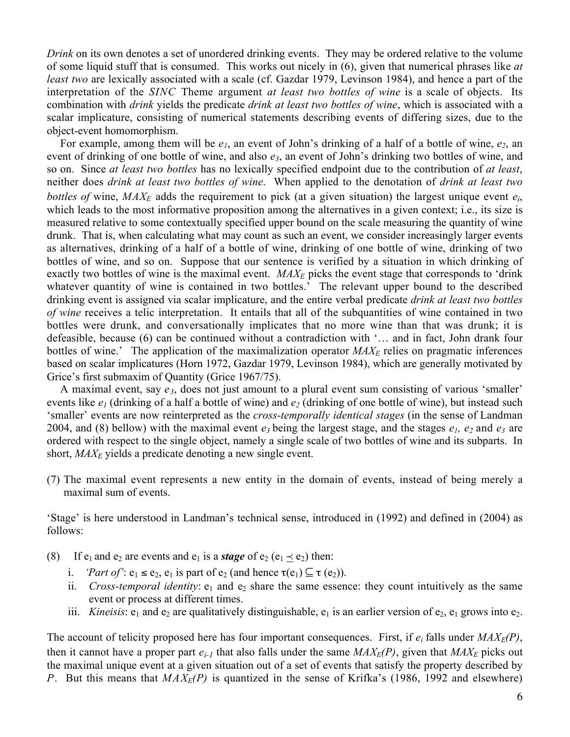*Drink* on its own denotes a set of unordered drinking events. They may be ordered relative to the volume of some liquid stuff that is consumed. This works out nicely in (6), given that numerical phrases like *at least two* are lexically associated with a scale (cf. Gazdar 1979, Levinson 1984), and hence a part of the interpretation of the *SINC* Theme argument *at least two bottles of wine* is a scale of objects. Its combination with *drink* yields the predicate *drink at least two bottles of wine*, which is associated with a scalar implicature, consisting of numerical statements describing events of differing sizes, due to the object-event homomorphism.

For example, among them will be $e_1$, an event of John's drinking of a half of a bottle of wine, $e_2$, an event of drinking of one bottle of wine, and also $e_3$, an event of John's drinking two bottles of wine, and so on. Since *at least two bottles* has no lexically specified endpoint due to the contribution of *at least*, neither does *drink at least two bottles of wine*. When applied to the denotation of *drink at least two bottles of* wine, $MAX_E$ adds the requirement to pick (at a given situation) the largest unique event $e_i$, which leads to the most informative proposition among the alternatives in a given context; i.e., its size is measured relative to some contextually specified upper bound on the scale measuring the quantity of wine drunk. That is, when calculating what may count as such an event, we consider increasingly larger events as alternatives, drinking of a half of a bottle of wine, drinking of one bottle of wine, drinking of two bottles of wine, and so on. Suppose that our sentence is verified by a situation in which drinking of exactly two bottles of wine is the maximal event. $MAX_E$ picks the event stage that corresponds to 'drink whatever quantity of wine is contained in two bottles.' The relevant upper bound to the described drinking event is assigned via scalar implicature, and the entire verbal predicate *drink at least two bottles of wine* receives a telic interpretation. It entails that all of the subquantities of wine contained in two bottles were drunk, and conversationally implicates that no more wine than that was drunk; it is defeasible, because (6) can be continued without a contradiction with '… and in fact, John drank four bottles of wine.' The application of the maximalization operator $MAX_E$ relies on pragmatic inferences based on scalar implicatures (Horn 1972, Gazdar 1979, Levinson 1984), which are generally motivated by Grice's first submaxim of Quantity (Grice 1967/75).

A maximal event, say $e_3$, does not just amount to a plural event sum consisting of various 'smaller' events like $e_1$ (drinking of a half a bottle of wine) and $e_2$ (drinking of one bottle of wine), but instead such 'smaller' events are now reinterpreted as the *cross-temporally identical stages* (in the sense of Landman 2004, and (8) bellow) with the maximal event $e_3$ being the largest stage, and the stages $e_1$, $e_2$ and $e_3$ are ordered with respect to the single object, namely a single scale of two bottles of wine and its subparts. In short, $MAX_E$ yields a predicate denoting a new single event.

(7) The maximal event represents a new entity in the domain of events, instead of being merely a maximal sum of events.

'Stage' is here understood in Landman's technical sense, introduced in (1992) and defined in (2004) as follows:

(8) If $e_1$ and $e_2$ are events and $e_1$ is a ***stage*** of $e_2$ ($e_1 \preceq e_2$) then:

i. *'Part of'*: $e_1 \leq e_2$, $e_1$ is part of $e_2$ (and hence $\tau(e_1) \subseteq \tau(e_2)$).

ii. *Cross-temporal identity*: $e_1$ and $e_2$ share the same essence: they count intuitively as the same event or process at different times.

iii. *Kineisis*: $e_1$ and $e_2$ are qualitatively distinguishable, $e_1$ is an earlier version of $e_2$, $e_1$ grows into $e_2$.

The account of telicity proposed here has four important consequences. First, if $e_i$ falls under $MAX_E(P)$, then it cannot have a proper part $e_{i-1}$ that also falls under the same $MAX_E(P)$, given that $MAX_E$ picks out the maximal unique event at a given situation out of a set of events that satisfy the property described by $P$. But this means that $MAX_E(P)$ is quantized in the sense of Krifka's (1986, 1992 and elsewhere)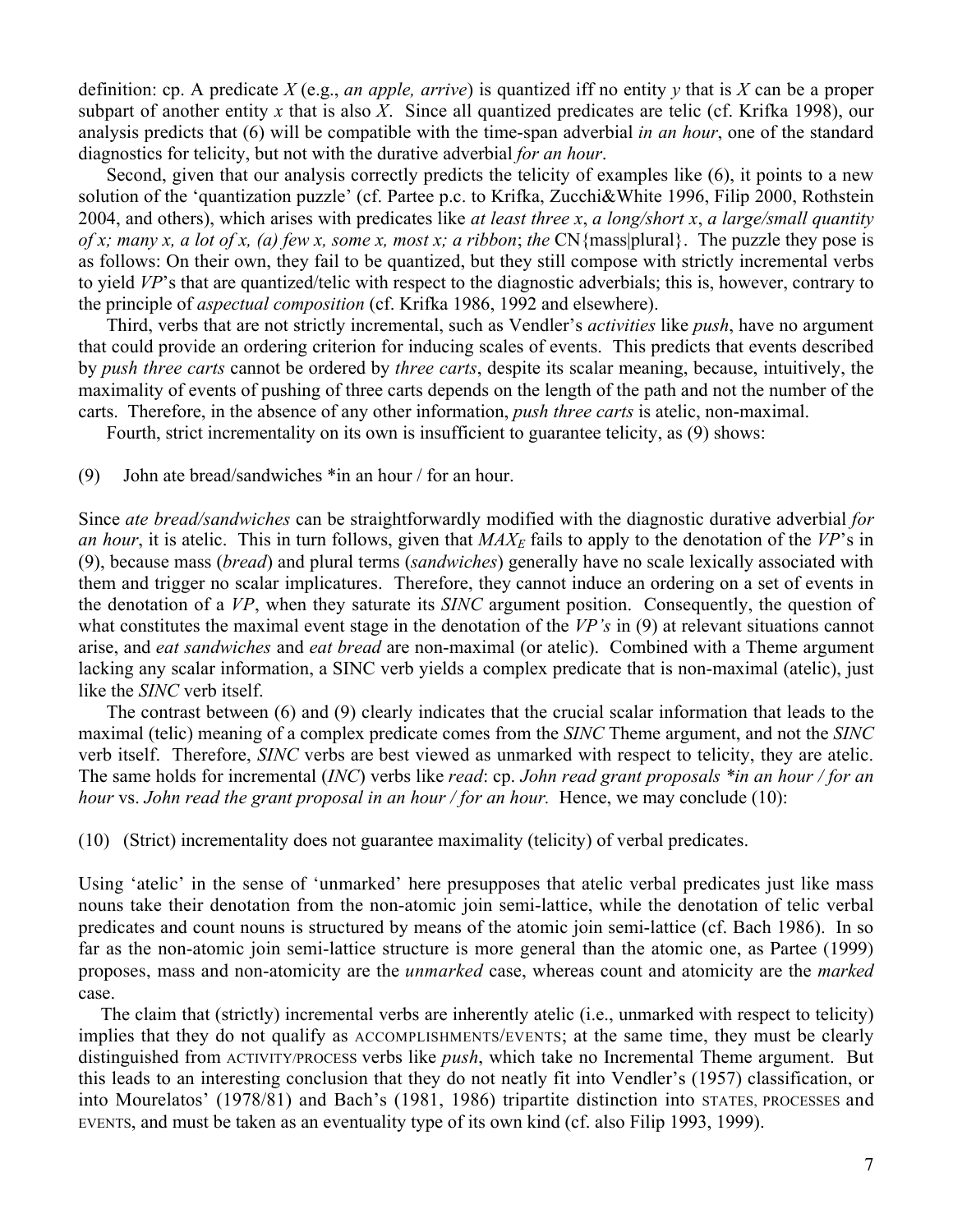definition: cp. A predicate *X* (e.g., *an apple, arrive*) is quantized iff no entity *y* that is *X* can be a proper subpart of another entity *x* that is also *X*. Since all quantized predicates are telic (cf. Krifka 1998), our analysis predicts that (6) will be compatible with the time-span adverbial *in an hour*, one of the standard diagnostics for telicity, but not with the durative adverbial *for an hour*.

Second, given that our analysis correctly predicts the telicity of examples like (6), it points to a new solution of the 'quantization puzzle' (cf. Partee p.c. to Krifka, Zucchi&White 1996, Filip 2000, Rothstein 2004, and others), which arises with predicates like *at least three x*, *a long/short x*, *a large/small quantity of x; many x, a lot of x, (a) few x, some x, most x; a ribbon*; *the* CN{mass|plural}. The puzzle they pose is as follows: On their own, they fail to be quantized, but they still compose with strictly incremental verbs to yield *VP*'s that are quantized/telic with respect to the diagnostic adverbials; this is, however, contrary to the principle of *aspectual composition* (cf. Krifka 1986, 1992 and elsewhere).

Third, verbs that are not strictly incremental, such as Vendler's *activities* like *push*, have no argument that could provide an ordering criterion for inducing scales of events. This predicts that events described by *push three carts* cannot be ordered by *three carts*, despite its scalar meaning, because, intuitively, the maximality of events of pushing of three carts depends on the length of the path and not the number of the carts. Therefore, in the absence of any other information, *push three carts* is atelic, non-maximal.

Fourth, strict incrementality on its own is insufficient to guarantee telicity, as (9) shows:

(9) John ate bread/sandwiches *in an hour / for an hour.

Since *ate bread/sandwiches* can be straightforwardly modified with the diagnostic durative adverbial *for an hour*, it is atelic. This in turn follows, given that $MAX_E$ fails to apply to the denotation of the *VP*'s in (9), because mass (*bread*) and plural terms (*sandwiches*) generally have no scale lexically associated with them and trigger no scalar implicatures. Therefore, they cannot induce an ordering on a set of events in the denotation of a *VP*, when they saturate its *SINC* argument position. Consequently, the question of what constitutes the maximal event stage in the denotation of the *VP's* in (9) at relevant situations cannot arise, and *eat sandwiches* and *eat bread* are non-maximal (or atelic). Combined with a Theme argument lacking any scalar information, a SINC verb yields a complex predicate that is non-maximal (atelic), just like the *SINC* verb itself.

The contrast between (6) and (9) clearly indicates that the crucial scalar information that leads to the maximal (telic) meaning of a complex predicate comes from the *SINC* Theme argument, and not the *SINC* verb itself. Therefore, *SINC* verbs are best viewed as unmarked with respect to telicity, they are atelic. The same holds for incremental (*INC*) verbs like *read*: cp. *John read grant proposals *in an hour / for an hour* vs. *John read the grant proposal in an hour / for an hour.* Hence, we may conclude (10):

(10) (Strict) incrementality does not guarantee maximality (telicity) of verbal predicates.

Using 'atelic' in the sense of 'unmarked' here presupposes that atelic verbal predicates just like mass nouns take their denotation from the non-atomic join semi-lattice, while the denotation of telic verbal predicates and count nouns is structured by means of the atomic join semi-lattice (cf. Bach 1986). In so far as the non-atomic join semi-lattice structure is more general than the atomic one, as Partee (1999) proposes, mass and non-atomicity are the *unmarked* case, whereas count and atomicity are the *marked* case.

The claim that (strictly) incremental verbs are inherently atelic (i.e., unmarked with respect to telicity) implies that they do not qualify as ACCOMPLISHMENTS/EVENTS; at the same time, they must be clearly distinguished from ACTIVITY/PROCESS verbs like *push*, which take no Incremental Theme argument. But this leads to an interesting conclusion that they do not neatly fit into Vendler's (1957) classification, or into Mourelatos' (1978/81) and Bach's (1981, 1986) tripartite distinction into STATES, PROCESSES and EVENTS, and must be taken as an eventuality type of its own kind (cf. also Filip 1993, 1999).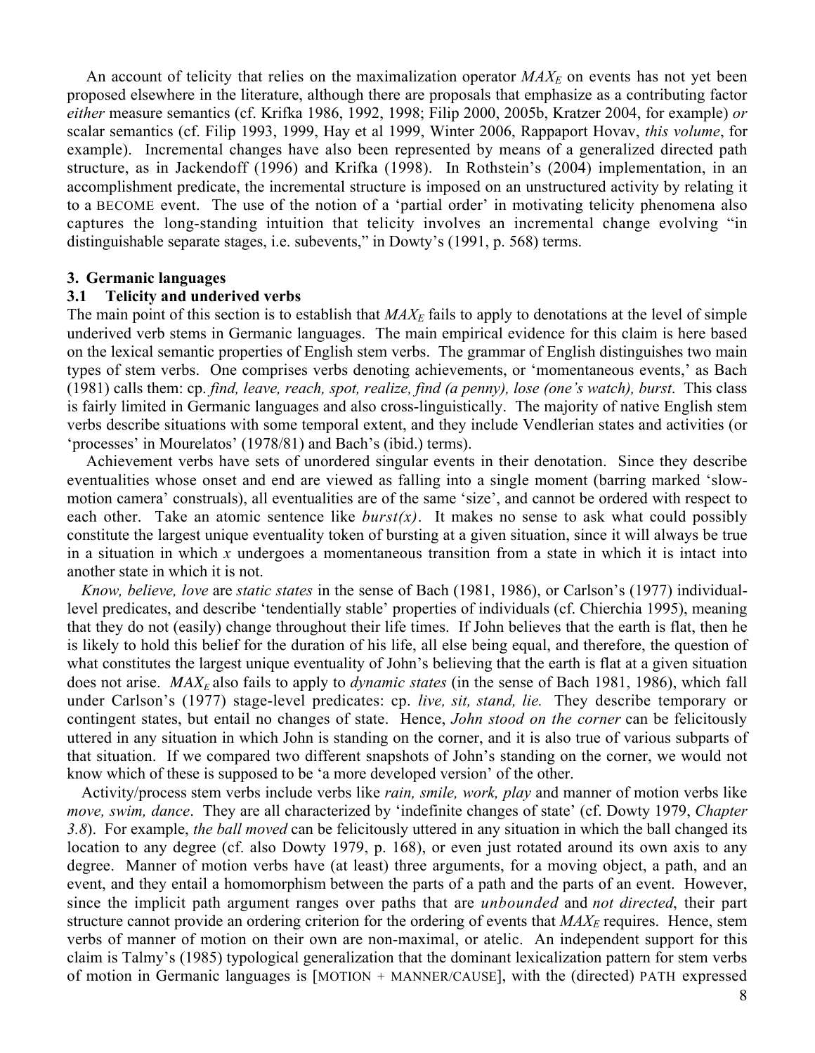An account of telicity that relies on the maximalization operator $MAX_E$ on events has not yet been proposed elsewhere in the literature, although there are proposals that emphasize as a contributing factor *either* measure semantics (cf. Krifka 1986, 1992, 1998; Filip 2000, 2005b, Kratzer 2004, for example) *or* scalar semantics (cf. Filip 1993, 1999, Hay et al 1999, Winter 2006, Rappaport Hovav, *this volume*, for example). Incremental changes have also been represented by means of a generalized directed path structure, as in Jackendoff (1996) and Krifka (1998). In Rothstein's (2004) implementation, in an accomplishment predicate, the incremental structure is imposed on an unstructured activity by relating it to a BECOME event. The use of the notion of a 'partial order' in motivating telicity phenomena also captures the long-standing intuition that telicity involves an incremental change evolving "in distinguishable separate stages, i.e. subevents," in Dowty's (1991, p. 568) terms.

## 3. Germanic languages

### 3.1 Telicity and underived verbs

The main point of this section is to establish that $MAX_E$ fails to apply to denotations at the level of simple underived verb stems in Germanic languages. The main empirical evidence for this claim is here based on the lexical semantic properties of English stem verbs. The grammar of English distinguishes two main types of stem verbs. One comprises verbs denoting achievements, or 'momentaneous events,' as Bach (1981) calls them: cp. *find, leave, reach, spot, realize, find (a penny), lose (one's watch), burst*. This class is fairly limited in Germanic languages and also cross-linguistically. The majority of native English stem verbs describe situations with some temporal extent, and they include Vendlerian states and activities (or 'processes' in Mourelatos' (1978/81) and Bach's (ibid.) terms).

Achievement verbs have sets of unordered singular events in their denotation. Since they describe eventualities whose onset and end are viewed as falling into a single moment (barring marked 'slow-motion camera' construals), all eventualities are of the same 'size', and cannot be ordered with respect to each other. Take an atomic sentence like *burst(x)*. It makes no sense to ask what could possibly constitute the largest unique eventuality token of bursting at a given situation, since it will always be true in a situation in which *x* undergoes a momentaneous transition from a state in which it is intact into another state in which it is not.

*Know, believe, love* are *static states* in the sense of Bach (1981, 1986), or Carlson's (1977) individual-level predicates, and describe 'tendentially stable' properties of individuals (cf. Chierchia 1995), meaning that they do not (easily) change throughout their life times. If John believes that the earth is flat, then he is likely to hold this belief for the duration of his life, all else being equal, and therefore, the question of what constitutes the largest unique eventuality of John's believing that the earth is flat at a given situation does not arise. $MAX_E$ also fails to apply to *dynamic states* (in the sense of Bach 1981, 1986), which fall under Carlson's (1977) stage-level predicates: cp. *live, sit, stand, lie.* They describe temporary or contingent states, but entail no changes of state. Hence, *John stood on the corner* can be felicitously uttered in any situation in which John is standing on the corner, and it is also true of various subparts of that situation. If we compared two different snapshots of John's standing on the corner, we would not know which of these is supposed to be 'a more developed version' of the other.

Activity/process stem verbs include verbs like *rain, smile, work, play* and manner of motion verbs like *move, swim, dance*. They are all characterized by 'indefinite changes of state' (cf. Dowty 1979, *Chapter 3.8*). For example, *the ball moved* can be felicitously uttered in any situation in which the ball changed its location to any degree (cf. also Dowty 1979, p. 168), or even just rotated around its own axis to any degree. Manner of motion verbs have (at least) three arguments, for a moving object, a path, and an event, and they entail a homomorphism between the parts of a path and the parts of an event. However, since the implicit path argument ranges over paths that are *unbounded* and *not directed*, their part structure cannot provide an ordering criterion for the ordering of events that $MAX_E$ requires. Hence, stem verbs of manner of motion on their own are non-maximal, or atelic. An independent support for this claim is Talmy's (1985) typological generalization that the dominant lexicalization pattern for stem verbs of motion in Germanic languages is [MOTION + MANNER/CAUSE], with the (directed) PATH expressed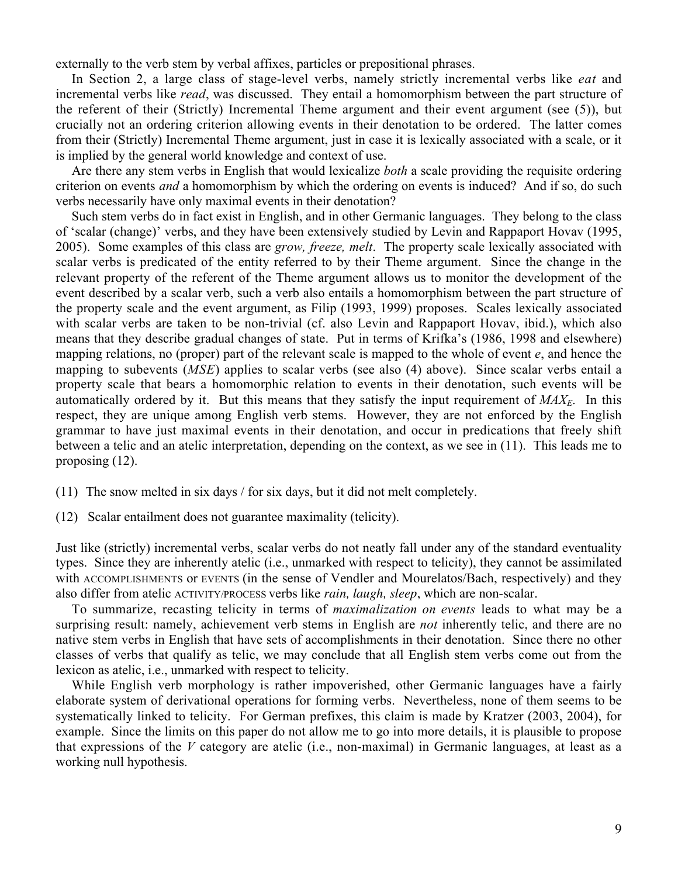externally to the verb stem by verbal affixes, particles or prepositional phrases.

In Section 2, a large class of stage-level verbs, namely strictly incremental verbs like *eat* and incremental verbs like *read*, was discussed. They entail a homomorphism between the part structure of the referent of their (Strictly) Incremental Theme argument and their event argument (see (5)), but crucially not an ordering criterion allowing events in their denotation to be ordered. The latter comes from their (Strictly) Incremental Theme argument, just in case it is lexically associated with a scale, or it is implied by the general world knowledge and context of use.

Are there any stem verbs in English that would lexicalize *both* a scale providing the requisite ordering criterion on events *and* a homomorphism by which the ordering on events is induced? And if so, do such verbs necessarily have only maximal events in their denotation?

Such stem verbs do in fact exist in English, and in other Germanic languages. They belong to the class of 'scalar (change)' verbs, and they have been extensively studied by Levin and Rappaport Hovav (1995, 2005). Some examples of this class are *grow, freeze, melt*. The property scale lexically associated with scalar verbs is predicated of the entity referred to by their Theme argument. Since the change in the relevant property of the referent of the Theme argument allows us to monitor the development of the event described by a scalar verb, such a verb also entails a homomorphism between the part structure of the property scale and the event argument, as Filip (1993, 1999) proposes. Scales lexically associated with scalar verbs are taken to be non-trivial (cf. also Levin and Rappaport Hovav, ibid.), which also means that they describe gradual changes of state. Put in terms of Krifka's (1986, 1998 and elsewhere) mapping relations, no (proper) part of the relevant scale is mapped to the whole of event *e*, and hence the mapping to subevents (*MSE*) applies to scalar verbs (see also (4) above). Since scalar verbs entail a property scale that bears a homomorphic relation to events in their denotation, such events will be automatically ordered by it. But this means that they satisfy the input requirement of $MAX_E$. In this respect, they are unique among English verb stems. However, they are not enforced by the English grammar to have just maximal events in their denotation, and occur in predications that freely shift between a telic and an atelic interpretation, depending on the context, as we see in (11). This leads me to proposing (12).

(11) The snow melted in six days / for six days, but it did not melt completely.

(12) Scalar entailment does not guarantee maximality (telicity).

Just like (strictly) incremental verbs, scalar verbs do not neatly fall under any of the standard eventuality types. Since they are inherently atelic (i.e., unmarked with respect to telicity), they cannot be assimilated with ACCOMPLISHMENTS or EVENTS (in the sense of Vendler and Mourelatos/Bach, respectively) and they also differ from atelic ACTIVITY/PROCESS verbs like *rain, laugh, sleep*, which are non-scalar.

To summarize, recasting telicity in terms of *maximalization on events* leads to what may be a surprising result: namely, achievement verb stems in English are *not* inherently telic, and there are no native stem verbs in English that have sets of accomplishments in their denotation. Since there no other classes of verbs that qualify as telic, we may conclude that all English stem verbs come out from the lexicon as atelic, i.e., unmarked with respect to telicity.

While English verb morphology is rather impoverished, other Germanic languages have a fairly elaborate system of derivational operations for forming verbs. Nevertheless, none of them seems to be systematically linked to telicity. For German prefixes, this claim is made by Kratzer (2003, 2004), for example. Since the limits on this paper do not allow me to go into more details, it is plausible to propose that expressions of the *V* category are atelic (i.e., non-maximal) in Germanic languages, at least as a working null hypothesis.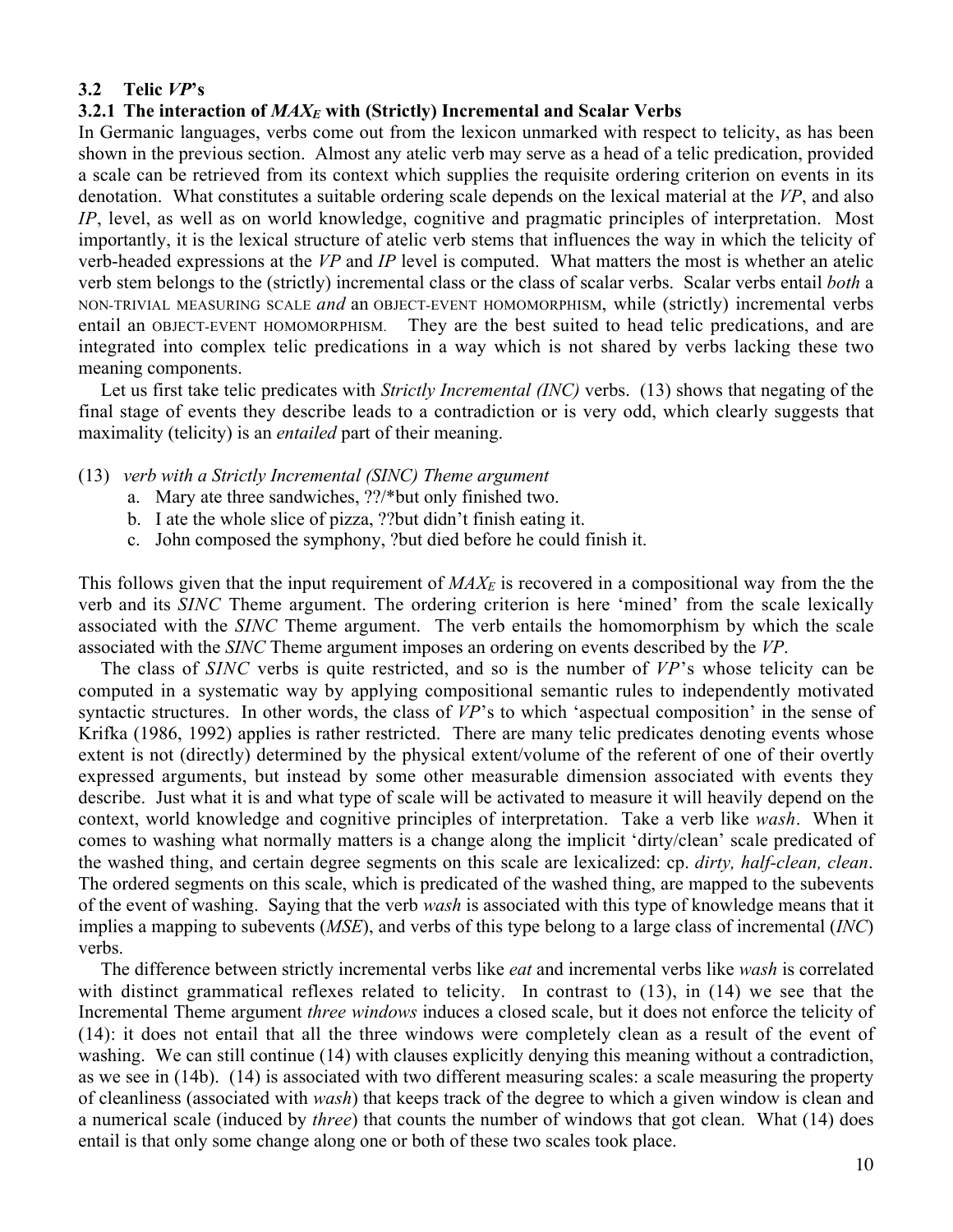### 3.2 Telic *VP*'s

#### 3.2.1 The interaction of $MAX_E$ with (Strictly) Incremental and Scalar Verbs

In Germanic languages, verbs come out from the lexicon unmarked with respect to telicity, as has been shown in the previous section. Almost any atelic verb may serve as a head of a telic predication, provided a scale can be retrieved from its context which supplies the requisite ordering criterion on events in its denotation. What constitutes a suitable ordering scale depends on the lexical material at the *VP*, and also *IP*, level, as well as on world knowledge, cognitive and pragmatic principles of interpretation. Most importantly, it is the lexical structure of atelic verb stems that influences the way in which the telicity of verb-headed expressions at the *VP* and *IP* level is computed. What matters the most is whether an atelic verb stem belongs to the (strictly) incremental class or the class of scalar verbs. Scalar verbs entail *both* a NON-TRIVIAL MEASURING SCALE *and* an OBJECT-EVENT HOMOMORPHISM, while (strictly) incremental verbs entail an OBJECT-EVENT HOMOMORPHISM. They are the best suited to head telic predications, and are integrated into complex telic predications in a way which is not shared by verbs lacking these two meaning components.

Let us first take telic predicates with *Strictly Incremental (INC)* verbs. (13) shows that negating of the final stage of events they describe leads to a contradiction or is very odd, which clearly suggests that maximality (telicity) is an *entailed* part of their meaning.

(13) *verb with a Strictly Incremental (SINC) Theme argument*
  a. Mary ate three sandwiches, ??/*but only finished two.
  b. I ate the whole slice of pizza, ??but didn't finish eating it.
  c. John composed the symphony, ?but died before he could finish it.

This follows given that the input requirement of $MAX_E$ is recovered in a compositional way from the the verb and its *SINC* Theme argument. The ordering criterion is here 'mined' from the scale lexically associated with the *SINC* Theme argument. The verb entails the homomorphism by which the scale associated with the *SINC* Theme argument imposes an ordering on events described by the *VP*.

The class of *SINC* verbs is quite restricted, and so is the number of *VP*'s whose telicity can be computed in a systematic way by applying compositional semantic rules to independently motivated syntactic structures. In other words, the class of *VP*'s to which 'aspectual composition' in the sense of Krifka (1986, 1992) applies is rather restricted. There are many telic predicates denoting events whose extent is not (directly) determined by the physical extent/volume of the referent of one of their overtly expressed arguments, but instead by some other measurable dimension associated with events they describe. Just what it is and what type of scale will be activated to measure it will heavily depend on the context, world knowledge and cognitive principles of interpretation. Take a verb like *wash*. When it comes to washing what normally matters is a change along the implicit 'dirty/clean' scale predicated of the washed thing, and certain degree segments on this scale are lexicalized: cp. *dirty, half-clean, clean*. The ordered segments on this scale, which is predicated of the washed thing, are mapped to the subevents of the event of washing. Saying that the verb *wash* is associated with this type of knowledge means that it implies a mapping to subevents (*MSE*), and verbs of this type belong to a large class of incremental (*INC*) verbs.

The difference between strictly incremental verbs like *eat* and incremental verbs like *wash* is correlated with distinct grammatical reflexes related to telicity. In contrast to (13), in (14) we see that the Incremental Theme argument *three windows* induces a closed scale, but it does not enforce the telicity of (14): it does not entail that all the three windows were completely clean as a result of the event of washing. We can still continue (14) with clauses explicitly denying this meaning without a contradiction, as we see in (14b). (14) is associated with two different measuring scales: a scale measuring the property of cleanliness (associated with *wash*) that keeps track of the degree to which a given window is clean and a numerical scale (induced by *three*) that counts the number of windows that got clean. What (14) does entail is that only some change along one or both of these two scales took place.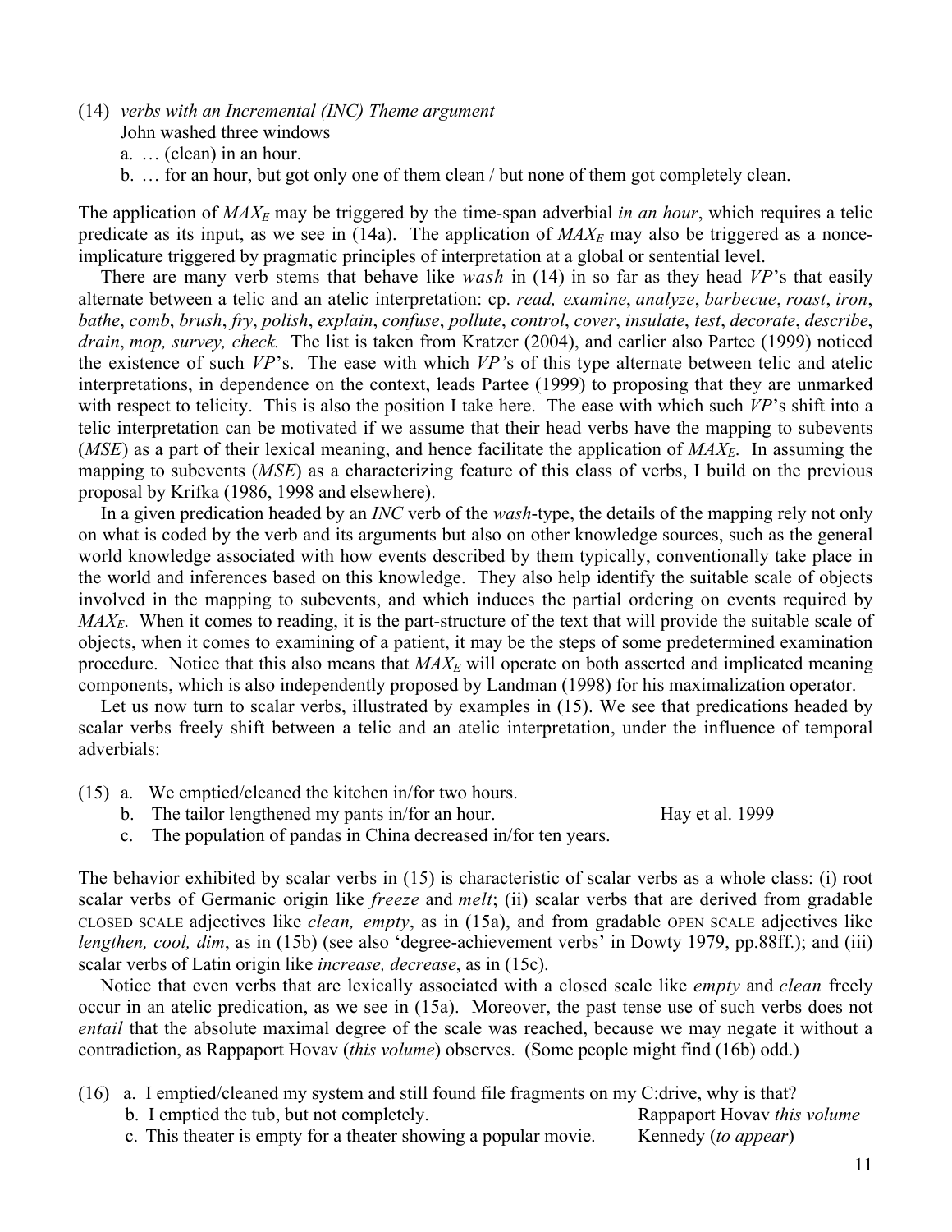(14) *verbs with an Incremental (INC) Theme argument*
   John washed three windows
   a. … (clean) in an hour.
   b. … for an hour, but got only one of them clean / but none of them got completely clean.

The application of $MAX_E$ may be triggered by the time-span adverbial *in an hour*, which requires a telic predicate as its input, as we see in (14a). The application of $MAX_E$ may also be triggered as a nonce-implicature triggered by pragmatic principles of interpretation at a global or sentential level.

There are many verb stems that behave like *wash* in (14) in so far as they head *VP*'s that easily alternate between a telic and an atelic interpretation: cp. *read, examine*, *analyze*, *barbecue*, *roast*, *iron*, *bathe*, *comb*, *brush*, *fry*, *polish*, *explain*, *confuse*, *pollute*, *control*, *cover*, *insulate*, *test*, *decorate*, *describe*, *drain*, *mop, survey, check.* The list is taken from Kratzer (2004), and earlier also Partee (1999) noticed the existence of such *VP*'s. The ease with which *VP's* of this type alternate between telic and atelic interpretations, in dependence on the context, leads Partee (1999) to proposing that they are unmarked with respect to telicity. This is also the position I take here. The ease with which such *VP*'s shift into a telic interpretation can be motivated if we assume that their head verbs have the mapping to subevents (*MSE*) as a part of their lexical meaning, and hence facilitate the application of $MAX_E$. In assuming the mapping to subevents (*MSE*) as a characterizing feature of this class of verbs, I build on the previous proposal by Krifka (1986, 1998 and elsewhere).

In a given predication headed by an *INC* verb of the *wash*-type, the details of the mapping rely not only on what is coded by the verb and its arguments but also on other knowledge sources, such as the general world knowledge associated with how events described by them typically, conventionally take place in the world and inferences based on this knowledge. They also help identify the suitable scale of objects involved in the mapping to subevents, and which induces the partial ordering on events required by $MAX_E$. When it comes to reading, it is the part-structure of the text that will provide the suitable scale of objects, when it comes to examining of a patient, it may be the steps of some predetermined examination procedure. Notice that this also means that $MAX_E$ will operate on both asserted and implicated meaning components, which is also independently proposed by Landman (1998) for his maximalization operator.

Let us now turn to scalar verbs, illustrated by examples in (15). We see that predications headed by scalar verbs freely shift between a telic and an atelic interpretation, under the influence of temporal adverbials:

(15) a. We emptied/cleaned the kitchen in/for two hours.
   b. The tailor lengthened my pants in/for an hour. — Hay et al. 1999
   c. The population of pandas in China decreased in/for ten years.

The behavior exhibited by scalar verbs in (15) is characteristic of scalar verbs as a whole class: (i) root scalar verbs of Germanic origin like *freeze* and *melt*; (ii) scalar verbs that are derived from gradable CLOSED SCALE adjectives like *clean, empty*, as in (15a), and from gradable OPEN SCALE adjectives like *lengthen, cool, dim*, as in (15b) (see also 'degree-achievement verbs' in Dowty 1979, pp.88ff.); and (iii) scalar verbs of Latin origin like *increase, decrease*, as in (15c).

Notice that even verbs that are lexically associated with a closed scale like *empty* and *clean* freely occur in an atelic predication, as we see in (15a). Moreover, the past tense use of such verbs does not *entail* that the absolute maximal degree of the scale was reached, because we may negate it without a contradiction, as Rappaport Hovav (*this volume*) observes. (Some people might find (16b) odd.)

(16) a. I emptied/cleaned my system and still found file fragments on my C:drive, why is that?
   b. I emptied the tub, but not completely. — Rappaport Hovav *this volume*
   c. This theater is empty for a theater showing a popular movie. — Kennedy (*to appear*)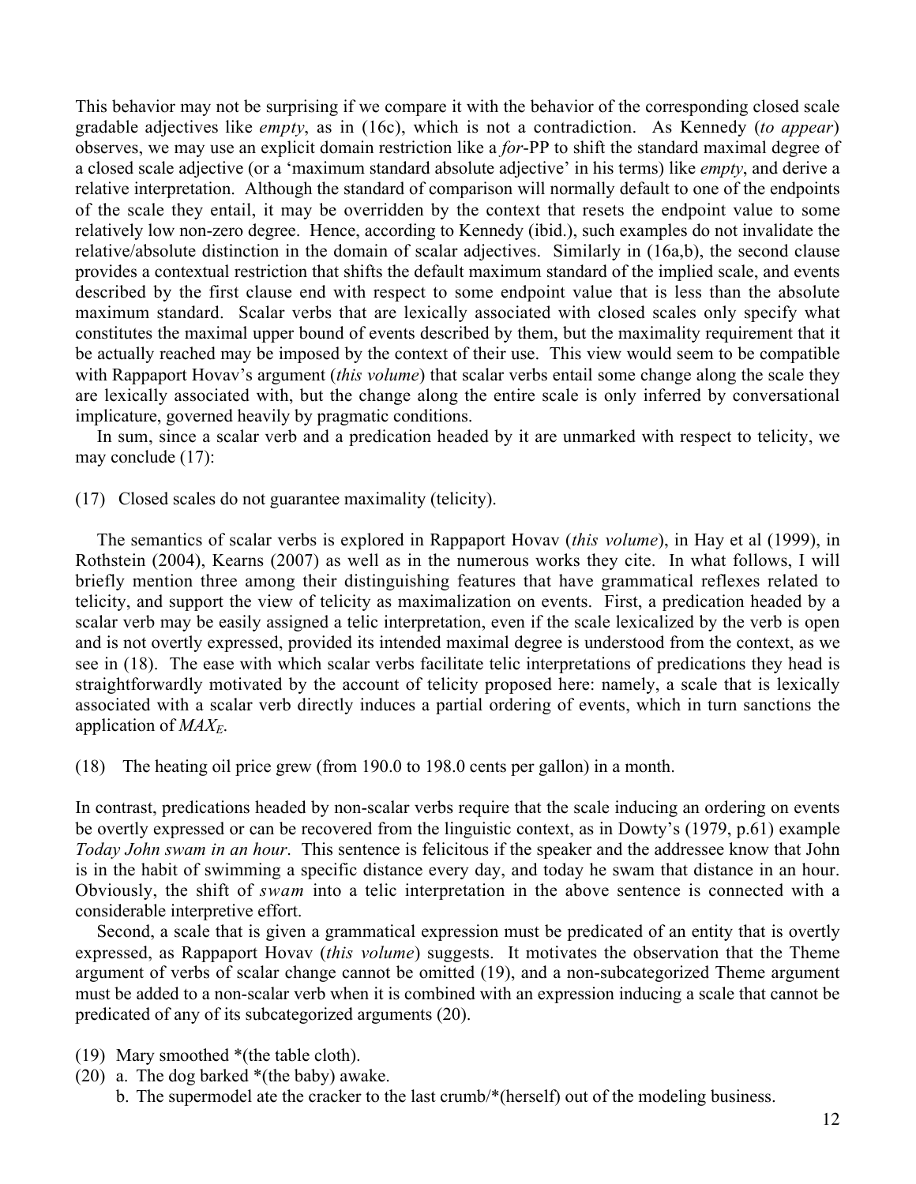This behavior may not be surprising if we compare it with the behavior of the corresponding closed scale gradable adjectives like *empty*, as in (16c), which is not a contradiction. As Kennedy (*to appear*) observes, we may use an explicit domain restriction like a *for*-PP to shift the standard maximal degree of a closed scale adjective (or a 'maximum standard absolute adjective' in his terms) like *empty*, and derive a relative interpretation. Although the standard of comparison will normally default to one of the endpoints of the scale they entail, it may be overridden by the context that resets the endpoint value to some relatively low non-zero degree. Hence, according to Kennedy (ibid.), such examples do not invalidate the relative/absolute distinction in the domain of scalar adjectives. Similarly in (16a,b), the second clause provides a contextual restriction that shifts the default maximum standard of the implied scale, and events described by the first clause end with respect to some endpoint value that is less than the absolute maximum standard. Scalar verbs that are lexically associated with closed scales only specify what constitutes the maximal upper bound of events described by them, but the maximality requirement that it be actually reached may be imposed by the context of their use. This view would seem to be compatible with Rappaport Hovav's argument (*this volume*) that scalar verbs entail some change along the scale they are lexically associated with, but the change along the entire scale is only inferred by conversational implicature, governed heavily by pragmatic conditions.

In sum, since a scalar verb and a predication headed by it are unmarked with respect to telicity, we may conclude (17):

(17) Closed scales do not guarantee maximality (telicity).

The semantics of scalar verbs is explored in Rappaport Hovav (*this volume*), in Hay et al (1999), in Rothstein (2004), Kearns (2007) as well as in the numerous works they cite. In what follows, I will briefly mention three among their distinguishing features that have grammatical reflexes related to telicity, and support the view of telicity as maximalization on events. First, a predication headed by a scalar verb may be easily assigned a telic interpretation, even if the scale lexicalized by the verb is open and is not overtly expressed, provided its intended maximal degree is understood from the context, as we see in (18). The ease with which scalar verbs facilitate telic interpretations of predications they head is straightforwardly motivated by the account of telicity proposed here: namely, a scale that is lexically associated with a scalar verb directly induces a partial ordering of events, which in turn sanctions the application of $MAX_E$.

(18) The heating oil price grew (from 190.0 to 198.0 cents per gallon) in a month.

In contrast, predications headed by non-scalar verbs require that the scale inducing an ordering on events be overtly expressed or can be recovered from the linguistic context, as in Dowty's (1979, p.61) example *Today John swam in an hour*. This sentence is felicitous if the speaker and the addressee know that John is in the habit of swimming a specific distance every day, and today he swam that distance in an hour. Obviously, the shift of *swam* into a telic interpretation in the above sentence is connected with a considerable interpretive effort.

Second, a scale that is given a grammatical expression must be predicated of an entity that is overtly expressed, as Rappaport Hovav (*this volume*) suggests. It motivates the observation that the Theme argument of verbs of scalar change cannot be omitted (19), and a non-subcategorized Theme argument must be added to a non-scalar verb when it is combined with an expression inducing a scale that cannot be predicated of any of its subcategorized arguments (20).

(19) Mary smoothed *(the table cloth).

(20) a. The dog barked *(the baby) awake.
     b. The supermodel ate the cracker to the last crumb/*(herself) out of the modeling business.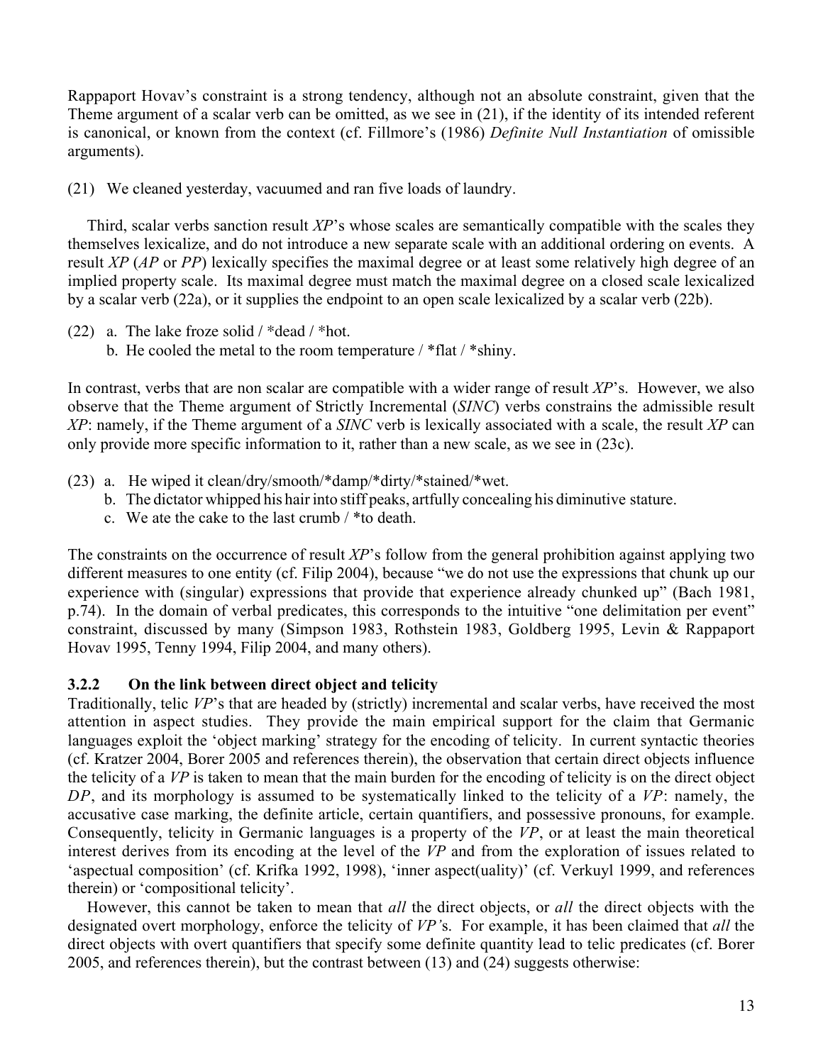Rappaport Hovav's constraint is a strong tendency, although not an absolute constraint, given that the Theme argument of a scalar verb can be omitted, as we see in (21), if the identity of its intended referent is canonical, or known from the context (cf. Fillmore's (1986) *Definite Null Instantiation* of omissible arguments).

(21) We cleaned yesterday, vacuumed and ran five loads of laundry.

Third, scalar verbs sanction result *XP*'s whose scales are semantically compatible with the scales they themselves lexicalize, and do not introduce a new separate scale with an additional ordering on events. A result *XP* (*AP* or *PP*) lexically specifies the maximal degree or at least some relatively high degree of an implied property scale. Its maximal degree must match the maximal degree on a closed scale lexicalized by a scalar verb (22a), or it supplies the endpoint to an open scale lexicalized by a scalar verb (22b).

(22) a. The lake froze solid / *dead / *hot.
     b. He cooled the metal to the room temperature / *flat / *shiny.

In contrast, verbs that are non scalar are compatible with a wider range of result *XP*'s. However, we also observe that the Theme argument of Strictly Incremental (*SINC*) verbs constrains the admissible result *XP*: namely, if the Theme argument of a *SINC* verb is lexically associated with a scale, the result *XP* can only provide more specific information to it, rather than a new scale, as we see in (23c).

(23) a. He wiped it clean/dry/smooth/*damp/*dirty/*stained/*wet.
     b. The dictator whipped his hair into stiff peaks, artfully concealing his diminutive stature.
     c. We ate the cake to the last crumb / *to death.

The constraints on the occurrence of result *XP*'s follow from the general prohibition against applying two different measures to one entity (cf. Filip 2004), because "we do not use the expressions that chunk up our experience with (singular) expressions that provide that experience already chunked up" (Bach 1981, p.74). In the domain of verbal predicates, this corresponds to the intuitive "one delimitation per event" constraint, discussed by many (Simpson 1983, Rothstein 1983, Goldberg 1995, Levin & Rappaport Hovav 1995, Tenny 1994, Filip 2004, and many others).

### 3.2.2 On the link between direct object and telicity

Traditionally, telic *VP*'s that are headed by (strictly) incremental and scalar verbs, have received the most attention in aspect studies. They provide the main empirical support for the claim that Germanic languages exploit the 'object marking' strategy for the encoding of telicity. In current syntactic theories (cf. Kratzer 2004, Borer 2005 and references therein), the observation that certain direct objects influence the telicity of a *VP* is taken to mean that the main burden for the encoding of telicity is on the direct object *DP*, and its morphology is assumed to be systematically linked to the telicity of a *VP*: namely, the accusative case marking, the definite article, certain quantifiers, and possessive pronouns, for example. Consequently, telicity in Germanic languages is a property of the *VP*, or at least the main theoretical interest derives from its encoding at the level of the *VP* and from the exploration of issues related to 'aspectual composition' (cf. Krifka 1992, 1998), 'inner aspect(uality)' (cf. Verkuyl 1999, and references therein) or 'compositional telicity'.

However, this cannot be taken to mean that *all* the direct objects, or *all* the direct objects with the designated overt morphology, enforce the telicity of *VP'*s. For example, it has been claimed that *all* the direct objects with overt quantifiers that specify some definite quantity lead to telic predicates (cf. Borer 2005, and references therein), but the contrast between (13) and (24) suggests otherwise: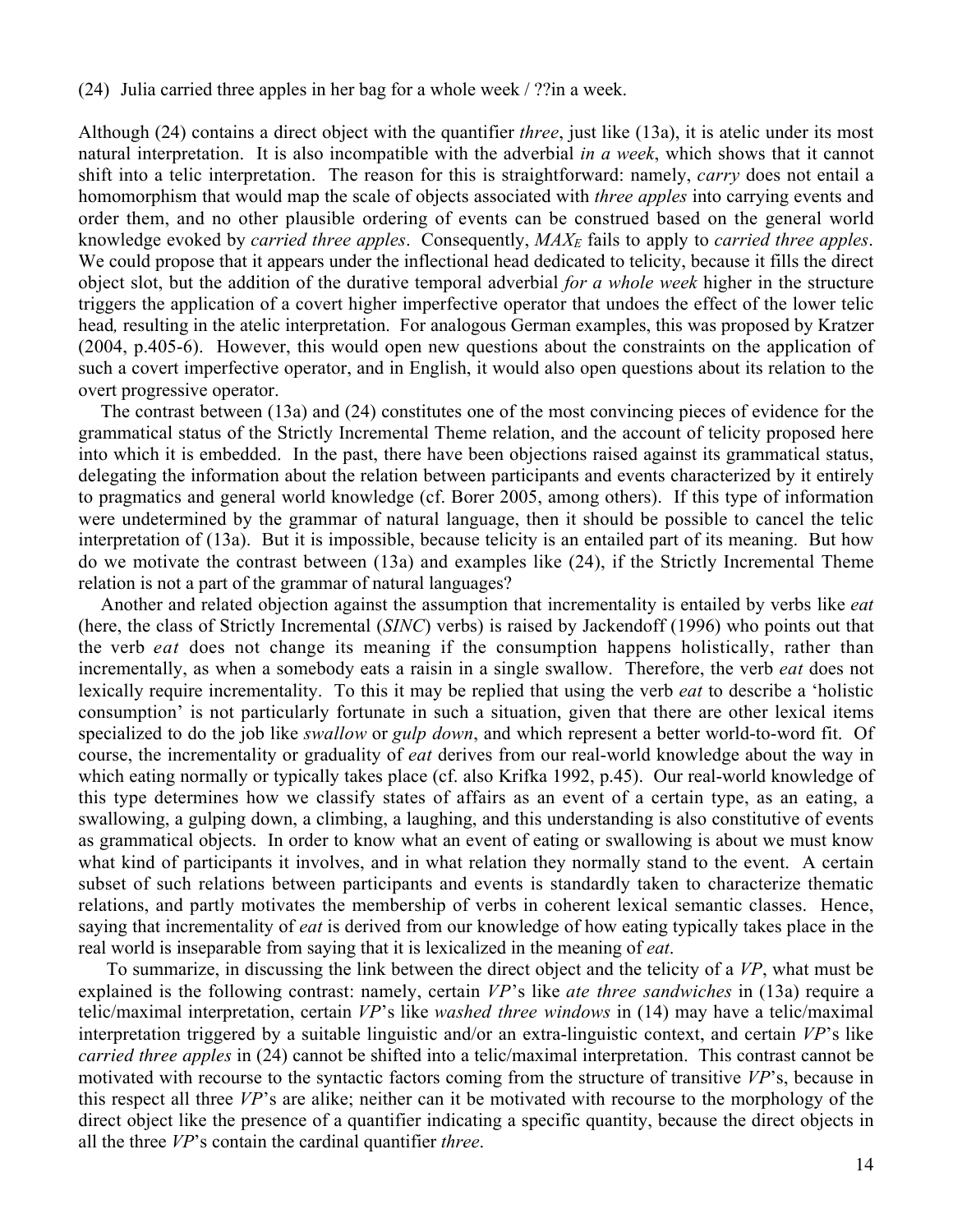(24) Julia carried three apples in her bag for a whole week / ??in a week.

Although (24) contains a direct object with the quantifier *three*, just like (13a), it is atelic under its most natural interpretation. It is also incompatible with the adverbial *in a week*, which shows that it cannot shift into a telic interpretation. The reason for this is straightforward: namely, *carry* does not entail a homomorphism that would map the scale of objects associated with *three apples* into carrying events and order them, and no other plausible ordering of events can be construed based on the general world knowledge evoked by *carried three apples*. Consequently, $MAX_E$ fails to apply to *carried three apples*. We could propose that it appears under the inflectional head dedicated to telicity, because it fills the direct object slot, but the addition of the durative temporal adverbial *for a whole week* higher in the structure triggers the application of a covert higher imperfective operator that undoes the effect of the lower telic head, resulting in the atelic interpretation. For analogous German examples, this was proposed by Kratzer (2004, p.405-6). However, this would open new questions about the constraints on the application of such a covert imperfective operator, and in English, it would also open questions about its relation to the overt progressive operator.

The contrast between (13a) and (24) constitutes one of the most convincing pieces of evidence for the grammatical status of the Strictly Incremental Theme relation, and the account of telicity proposed here into which it is embedded. In the past, there have been objections raised against its grammatical status, delegating the information about the relation between participants and events characterized by it entirely to pragmatics and general world knowledge (cf. Borer 2005, among others). If this type of information were undetermined by the grammar of natural language, then it should be possible to cancel the telic interpretation of (13a). But it is impossible, because telicity is an entailed part of its meaning. But how do we motivate the contrast between (13a) and examples like (24), if the Strictly Incremental Theme relation is not a part of the grammar of natural languages?

Another and related objection against the assumption that incrementality is entailed by verbs like *eat* (here, the class of Strictly Incremental (*SINC*) verbs) is raised by Jackendoff (1996) who points out that the verb *eat* does not change its meaning if the consumption happens holistically, rather than incrementally, as when a somebody eats a raisin in a single swallow. Therefore, the verb *eat* does not lexically require incrementality. To this it may be replied that using the verb *eat* to describe a 'holistic consumption' is not particularly fortunate in such a situation, given that there are other lexical items specialized to do the job like *swallow* or *gulp down*, and which represent a better world-to-word fit. Of course, the incrementality or graduality of *eat* derives from our real-world knowledge about the way in which eating normally or typically takes place (cf. also Krifka 1992, p.45). Our real-world knowledge of this type determines how we classify states of affairs as an event of a certain type, as an eating, a swallowing, a gulping down, a climbing, a laughing, and this understanding is also constitutive of events as grammatical objects. In order to know what an event of eating or swallowing is about we must know what kind of participants it involves, and in what relation they normally stand to the event. A certain subset of such relations between participants and events is standardly taken to characterize thematic relations, and partly motivates the membership of verbs in coherent lexical semantic classes. Hence, saying that incrementality of *eat* is derived from our knowledge of how eating typically takes place in the real world is inseparable from saying that it is lexicalized in the meaning of *eat*.

To summarize, in discussing the link between the direct object and the telicity of a *VP*, what must be explained is the following contrast: namely, certain *VP*'s like *ate three sandwiches* in (13a) require a telic/maximal interpretation, certain *VP*'s like *washed three windows* in (14) may have a telic/maximal interpretation triggered by a suitable linguistic and/or an extra-linguistic context, and certain *VP*'s like *carried three apples* in (24) cannot be shifted into a telic/maximal interpretation. This contrast cannot be motivated with recourse to the syntactic factors coming from the structure of transitive *VP*'s, because in this respect all three *VP*'s are alike; neither can it be motivated with recourse to the morphology of the direct object like the presence of a quantifier indicating a specific quantity, because the direct objects in all the three *VP*'s contain the cardinal quantifier *three*.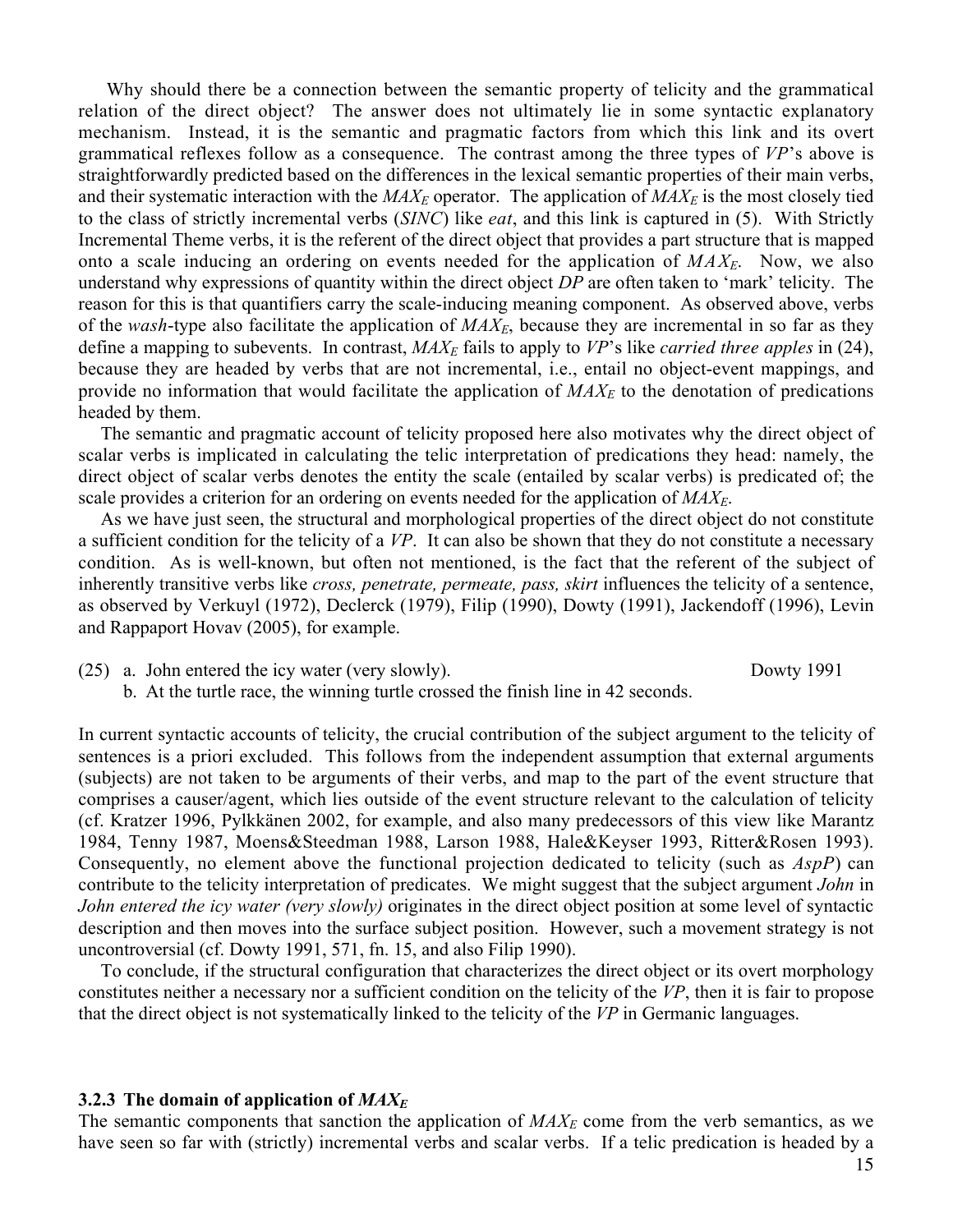Why should there be a connection between the semantic property of telicity and the grammatical relation of the direct object? The answer does not ultimately lie in some syntactic explanatory mechanism. Instead, it is the semantic and pragmatic factors from which this link and its overt grammatical reflexes follow as a consequence. The contrast among the three types of *VP*'s above is straightforwardly predicted based on the differences in the lexical semantic properties of their main verbs, and their systematic interaction with the $MAX_E$ operator. The application of $MAX_E$ is the most closely tied to the class of strictly incremental verbs (*SINC*) like *eat*, and this link is captured in (5). With Strictly Incremental Theme verbs, it is the referent of the direct object that provides a part structure that is mapped onto a scale inducing an ordering on events needed for the application of $MAX_E$. Now, we also understand why expressions of quantity within the direct object *DP* are often taken to 'mark' telicity. The reason for this is that quantifiers carry the scale-inducing meaning component. As observed above, verbs of the *wash*-type also facilitate the application of $MAX_E$, because they are incremental in so far as they define a mapping to subevents. In contrast, $MAX_E$ fails to apply to *VP*'s like *carried three apples* in (24), because they are headed by verbs that are not incremental, i.e., entail no object-event mappings, and provide no information that would facilitate the application of $MAX_E$ to the denotation of predications headed by them.

The semantic and pragmatic account of telicity proposed here also motivates why the direct object of scalar verbs is implicated in calculating the telic interpretation of predications they head: namely, the direct object of scalar verbs denotes the entity the scale (entailed by scalar verbs) is predicated of; the scale provides a criterion for an ordering on events needed for the application of $MAX_E$.

As we have just seen, the structural and morphological properties of the direct object do not constitute a sufficient condition for the telicity of a *VP*. It can also be shown that they do not constitute a necessary condition. As is well-known, but often not mentioned, is the fact that the referent of the subject of inherently transitive verbs like *cross, penetrate, permeate, pass, skirt* influences the telicity of a sentence, as observed by Verkuyl (1972), Declerck (1979), Filip (1990), Dowty (1991), Jackendoff (1996), Levin and Rappaport Hovav (2005), for example.

(25) a. John entered the icy water (very slowly). Dowty 1991
b. At the turtle race, the winning turtle crossed the finish line in 42 seconds.

In current syntactic accounts of telicity, the crucial contribution of the subject argument to the telicity of sentences is a priori excluded. This follows from the independent assumption that external arguments (subjects) are not taken to be arguments of their verbs, and map to the part of the event structure that comprises a causer/agent, which lies outside of the event structure relevant to the calculation of telicity (cf. Kratzer 1996, Pylkkänen 2002, for example, and also many predecessors of this view like Marantz 1984, Tenny 1987, Moens&Steedman 1988, Larson 1988, Hale&Keyser 1993, Ritter&Rosen 1993). Consequently, no element above the functional projection dedicated to telicity (such as *AspP*) can contribute to the telicity interpretation of predicates. We might suggest that the subject argument *John* in *John entered the icy water (very slowly)* originates in the direct object position at some level of syntactic description and then moves into the surface subject position. However, such a movement strategy is not uncontroversial (cf. Dowty 1991, 571, fn. 15, and also Filip 1990).

To conclude, if the structural configuration that characterizes the direct object or its overt morphology constitutes neither a necessary nor a sufficient condition on the telicity of the *VP*, then it is fair to propose that the direct object is not systematically linked to the telicity of the *VP* in Germanic languages.

### 3.2.3 The domain of application of $MAX_E$

The semantic components that sanction the application of $MAX_E$ come from the verb semantics, as we have seen so far with (strictly) incremental verbs and scalar verbs. If a telic predication is headed by a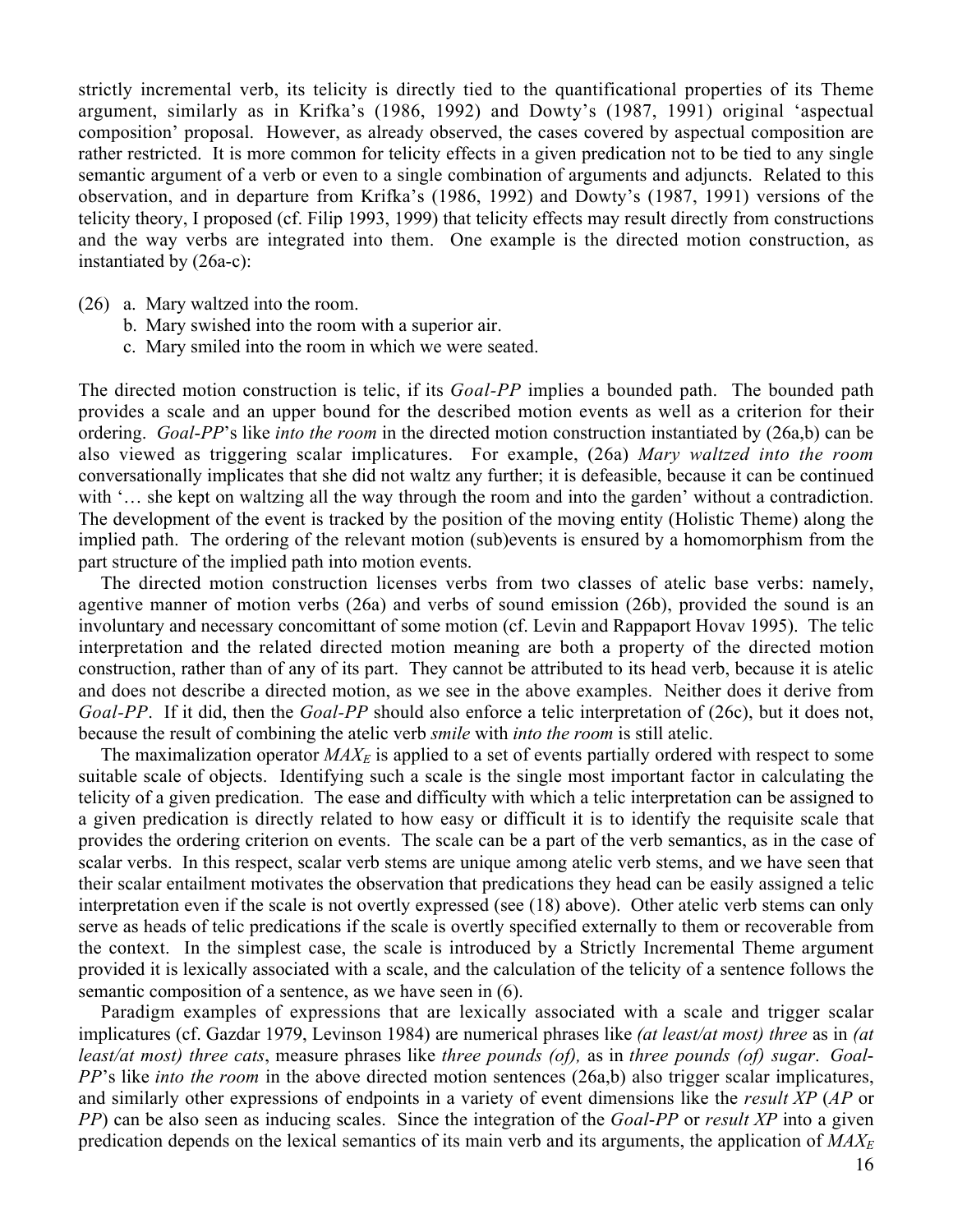strictly incremental verb, its telicity is directly tied to the quantificational properties of its Theme argument, similarly as in Krifka's (1986, 1992) and Dowty's (1987, 1991) original 'aspectual composition' proposal. However, as already observed, the cases covered by aspectual composition are rather restricted. It is more common for telicity effects in a given predication not to be tied to any single semantic argument of a verb or even to a single combination of arguments and adjuncts. Related to this observation, and in departure from Krifka's (1986, 1992) and Dowty's (1987, 1991) versions of the telicity theory, I proposed (cf. Filip 1993, 1999) that telicity effects may result directly from constructions and the way verbs are integrated into them. One example is the directed motion construction, as instantiated by (26a-c):

(26) a. Mary waltzed into the room.
  b. Mary swished into the room with a superior air.
  c. Mary smiled into the room in which we were seated.

The directed motion construction is telic, if its *Goal-PP* implies a bounded path. The bounded path provides a scale and an upper bound for the described motion events as well as a criterion for their ordering. *Goal-PP*'s like *into the room* in the directed motion construction instantiated by (26a,b) can be also viewed as triggering scalar implicatures. For example, (26a) *Mary waltzed into the room* conversationally implicates that she did not waltz any further; it is defeasible, because it can be continued with '… she kept on waltzing all the way through the room and into the garden' without a contradiction. The development of the event is tracked by the position of the moving entity (Holistic Theme) along the implied path. The ordering of the relevant motion (sub)events is ensured by a homomorphism from the part structure of the implied path into motion events.

The directed motion construction licenses verbs from two classes of atelic base verbs: namely, agentive manner of motion verbs (26a) and verbs of sound emission (26b), provided the sound is an involuntary and necessary concomittant of some motion (cf. Levin and Rappaport Hovav 1995). The telic interpretation and the related directed motion meaning are both a property of the directed motion construction, rather than of any of its part. They cannot be attributed to its head verb, because it is atelic and does not describe a directed motion, as we see in the above examples. Neither does it derive from *Goal-PP*. If it did, then the *Goal-PP* should also enforce a telic interpretation of (26c), but it does not, because the result of combining the atelic verb *smile* with *into the room* is still atelic.

The maximalization operator $MAX_E$ is applied to a set of events partially ordered with respect to some suitable scale of objects. Identifying such a scale is the single most important factor in calculating the telicity of a given predication. The ease and difficulty with which a telic interpretation can be assigned to a given predication is directly related to how easy or difficult it is to identify the requisite scale that provides the ordering criterion on events. The scale can be a part of the verb semantics, as in the case of scalar verbs. In this respect, scalar verb stems are unique among atelic verb stems, and we have seen that their scalar entailment motivates the observation that predications they head can be easily assigned a telic interpretation even if the scale is not overtly expressed (see (18) above). Other atelic verb stems can only serve as heads of telic predications if the scale is overtly specified externally to them or recoverable from the context. In the simplest case, the scale is introduced by a Strictly Incremental Theme argument provided it is lexically associated with a scale, and the calculation of the telicity of a sentence follows the semantic composition of a sentence, as we have seen in (6).

Paradigm examples of expressions that are lexically associated with a scale and trigger scalar implicatures (cf. Gazdar 1979, Levinson 1984) are numerical phrases like *(at least/at most) three* as in *(at least/at most) three cats*, measure phrases like *three pounds (of),* as in *three pounds (of) sugar*. *Goal-PP*'s like *into the room* in the above directed motion sentences (26a,b) also trigger scalar implicatures, and similarly other expressions of endpoints in a variety of event dimensions like the *result XP* (*AP* or *PP*) can be also seen as inducing scales. Since the integration of the *Goal-PP* or *result XP* into a given predication depends on the lexical semantics of its main verb and its arguments, the application of $MAX_E$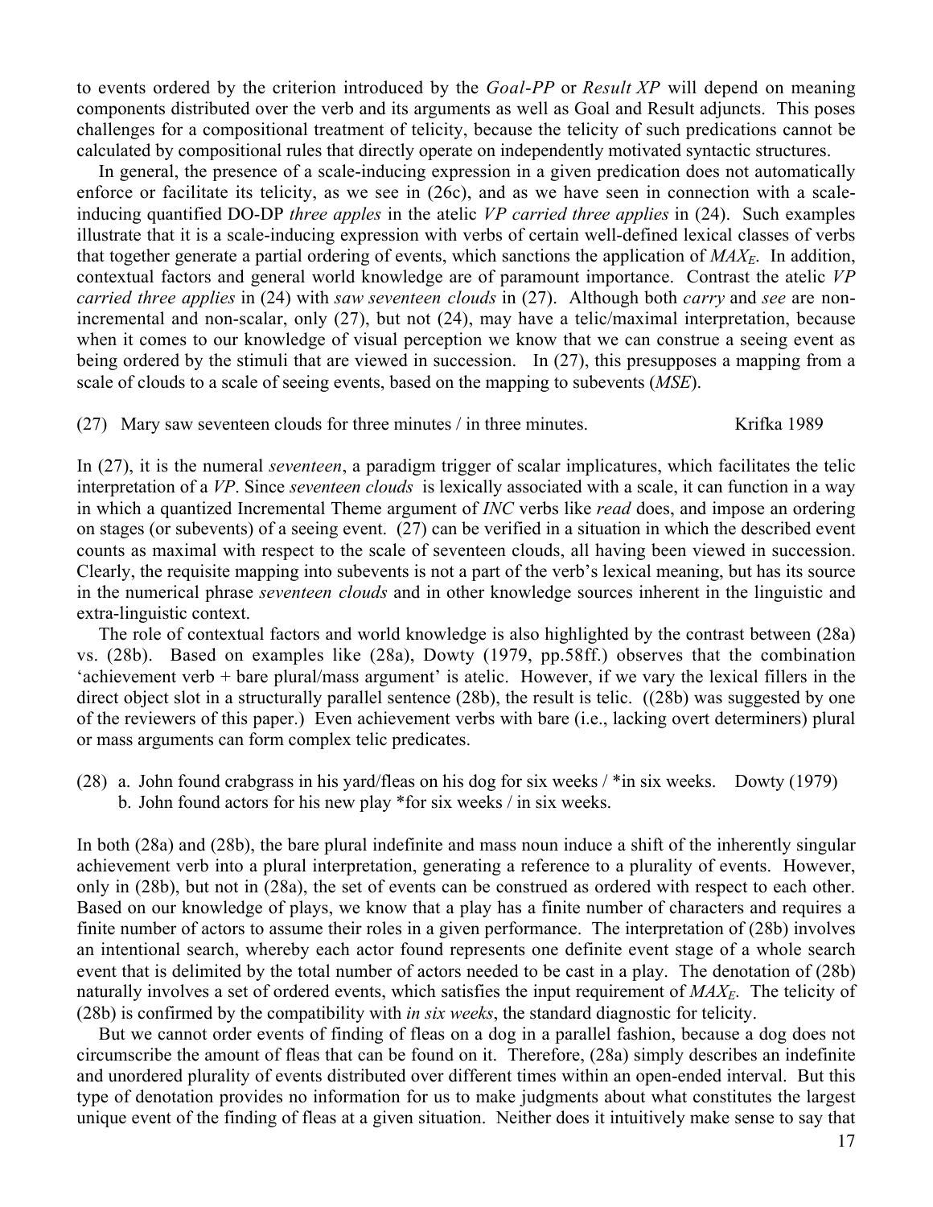to events ordered by the criterion introduced by the *Goal-PP* or *Result XP* will depend on meaning components distributed over the verb and its arguments as well as Goal and Result adjuncts. This poses challenges for a compositional treatment of telicity, because the telicity of such predications cannot be calculated by compositional rules that directly operate on independently motivated syntactic structures.

In general, the presence of a scale-inducing expression in a given predication does not automatically enforce or facilitate its telicity, as we see in (26c), and as we have seen in connection with a scale-inducing quantified DO-DP *three apples* in the atelic *VP carried three applies* in (24). Such examples illustrate that it is a scale-inducing expression with verbs of certain well-defined lexical classes of verbs that together generate a partial ordering of events, which sanctions the application of $MAX_E$. In addition, contextual factors and general world knowledge are of paramount importance. Contrast the atelic *VP carried three applies* in (24) with *saw seventeen clouds* in (27). Although both *carry* and *see* are non-incremental and non-scalar, only (27), but not (24), may have a telic/maximal interpretation, because when it comes to our knowledge of visual perception we know that we can construe a seeing event as being ordered by the stimuli that are viewed in succession. In (27), this presupposes a mapping from a scale of clouds to a scale of seeing events, based on the mapping to subevents (*MSE*).

(27) Mary saw seventeen clouds for three minutes / in three minutes. Krifka 1989

In (27), it is the numeral *seventeen*, a paradigm trigger of scalar implicatures, which facilitates the telic interpretation of a *VP*. Since *seventeen clouds* is lexically associated with a scale, it can function in a way in which a quantized Incremental Theme argument of *INC* verbs like *read* does, and impose an ordering on stages (or subevents) of a seeing event. (27) can be verified in a situation in which the described event counts as maximal with respect to the scale of seventeen clouds, all having been viewed in succession. Clearly, the requisite mapping into subevents is not a part of the verb's lexical meaning, but has its source in the numerical phrase *seventeen clouds* and in other knowledge sources inherent in the linguistic and extra-linguistic context.

The role of contextual factors and world knowledge is also highlighted by the contrast between (28a) vs. (28b). Based on examples like (28a), Dowty (1979, pp.58ff.) observes that the combination 'achievement verb + bare plural/mass argument' is atelic. However, if we vary the lexical fillers in the direct object slot in a structurally parallel sentence (28b), the result is telic. ((28b) was suggested by one of the reviewers of this paper.) Even achievement verbs with bare (i.e., lacking overt determiners) plural or mass arguments can form complex telic predicates.

(28) a. John found crabgrass in his yard/fleas on his dog for six weeks / *in six weeks. Dowty (1979)
b. John found actors for his new play *for six weeks / in six weeks.

In both (28a) and (28b), the bare plural indefinite and mass noun induce a shift of the inherently singular achievement verb into a plural interpretation, generating a reference to a plurality of events. However, only in (28b), but not in (28a), the set of events can be construed as ordered with respect to each other. Based on our knowledge of plays, we know that a play has a finite number of characters and requires a finite number of actors to assume their roles in a given performance. The interpretation of (28b) involves an intentional search, whereby each actor found represents one definite event stage of a whole search event that is delimited by the total number of actors needed to be cast in a play. The denotation of (28b) naturally involves a set of ordered events, which satisfies the input requirement of $MAX_E$. The telicity of (28b) is confirmed by the compatibility with *in six weeks*, the standard diagnostic for telicity.

But we cannot order events of finding of fleas on a dog in a parallel fashion, because a dog does not circumscribe the amount of fleas that can be found on it. Therefore, (28a) simply describes an indefinite and unordered plurality of events distributed over different times within an open-ended interval. But this type of denotation provides no information for us to make judgments about what constitutes the largest unique event of the finding of fleas at a given situation. Neither does it intuitively make sense to say that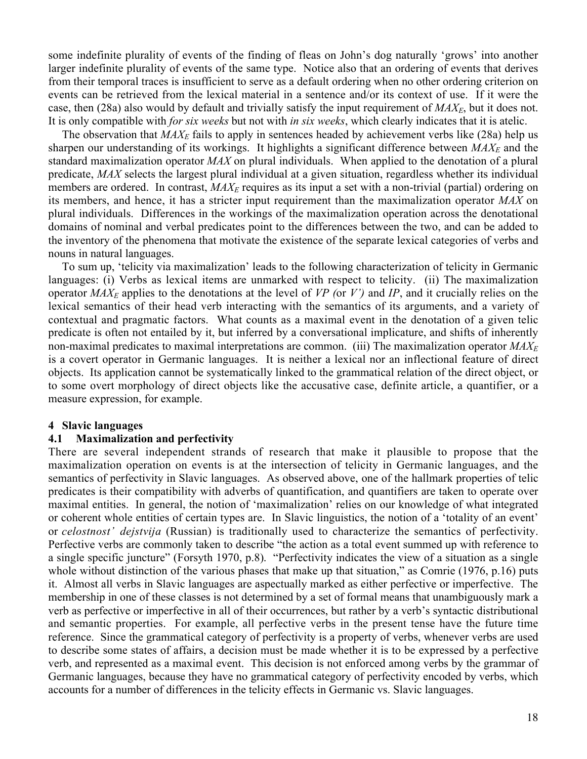some indefinite plurality of events of the finding of fleas on John's dog naturally 'grows' into another larger indefinite plurality of events of the same type. Notice also that an ordering of events that derives from their temporal traces is insufficient to serve as a default ordering when no other ordering criterion on events can be retrieved from the lexical material in a sentence and/or its context of use. If it were the case, then (28a) also would by default and trivially satisfy the input requirement of $MAX_E$, but it does not. It is only compatible with *for six weeks* but not with *in six weeks*, which clearly indicates that it is atelic.

The observation that $MAX_E$ fails to apply in sentences headed by achievement verbs like (28a) help us sharpen our understanding of its workings. It highlights a significant difference between $MAX_E$ and the standard maximalization operator *MAX* on plural individuals. When applied to the denotation of a plural predicate, *MAX* selects the largest plural individual at a given situation, regardless whether its individual members are ordered. In contrast, $MAX_E$ requires as its input a set with a non-trivial (partial) ordering on its members, and hence, it has a stricter input requirement than the maximalization operator *MAX* on plural individuals. Differences in the workings of the maximalization operation across the denotational domains of nominal and verbal predicates point to the differences between the two, and can be added to the inventory of the phenomena that motivate the existence of the separate lexical categories of verbs and nouns in natural languages.

To sum up, 'telicity via maximalization' leads to the following characterization of telicity in Germanic languages: (i) Verbs as lexical items are unmarked with respect to telicity. (ii) The maximalization operator $MAX_E$ applies to the denotations at the level of *VP (*or *V')* and *IP*, and it crucially relies on the lexical semantics of their head verb interacting with the semantics of its arguments, and a variety of contextual and pragmatic factors. What counts as a maximal event in the denotation of a given telic predicate is often not entailed by it, but inferred by a conversational implicature, and shifts of inherently non-maximal predicates to maximal interpretations are common. (iii) The maximalization operator $MAX_E$ is a covert operator in Germanic languages. It is neither a lexical nor an inflectional feature of direct objects. Its application cannot be systematically linked to the grammatical relation of the direct object, or to some overt morphology of direct objects like the accusative case, definite article, a quantifier, or a measure expression, for example.

## 4 Slavic languages

### 4.1 Maximalization and perfectivity

There are several independent strands of research that make it plausible to propose that the maximalization operation on events is at the intersection of telicity in Germanic languages, and the semantics of perfectivity in Slavic languages. As observed above, one of the hallmark properties of telic predicates is their compatibility with adverbs of quantification, and quantifiers are taken to operate over maximal entities. In general, the notion of 'maximalization' relies on our knowledge of what integrated or coherent whole entities of certain types are. In Slavic linguistics, the notion of a 'totality of an event' or *celostnost' dejstvija* (Russian) is traditionally used to characterize the semantics of perfectivity. Perfective verbs are commonly taken to describe "the action as a total event summed up with reference to a single specific juncture" (Forsyth 1970, p.8). "Perfectivity indicates the view of a situation as a single whole without distinction of the various phases that make up that situation," as Comrie (1976, p.16) puts it. Almost all verbs in Slavic languages are aspectually marked as either perfective or imperfective. The membership in one of these classes is not determined by a set of formal means that unambiguously mark a verb as perfective or imperfective in all of their occurrences, but rather by a verb's syntactic distributional and semantic properties. For example, all perfective verbs in the present tense have the future time reference. Since the grammatical category of perfectivity is a property of verbs, whenever verbs are used to describe some states of affairs, a decision must be made whether it is to be expressed by a perfective verb, and represented as a maximal event. This decision is not enforced among verbs by the grammar of Germanic languages, because they have no grammatical category of perfectivity encoded by verbs, which accounts for a number of differences in the telicity effects in Germanic vs. Slavic languages.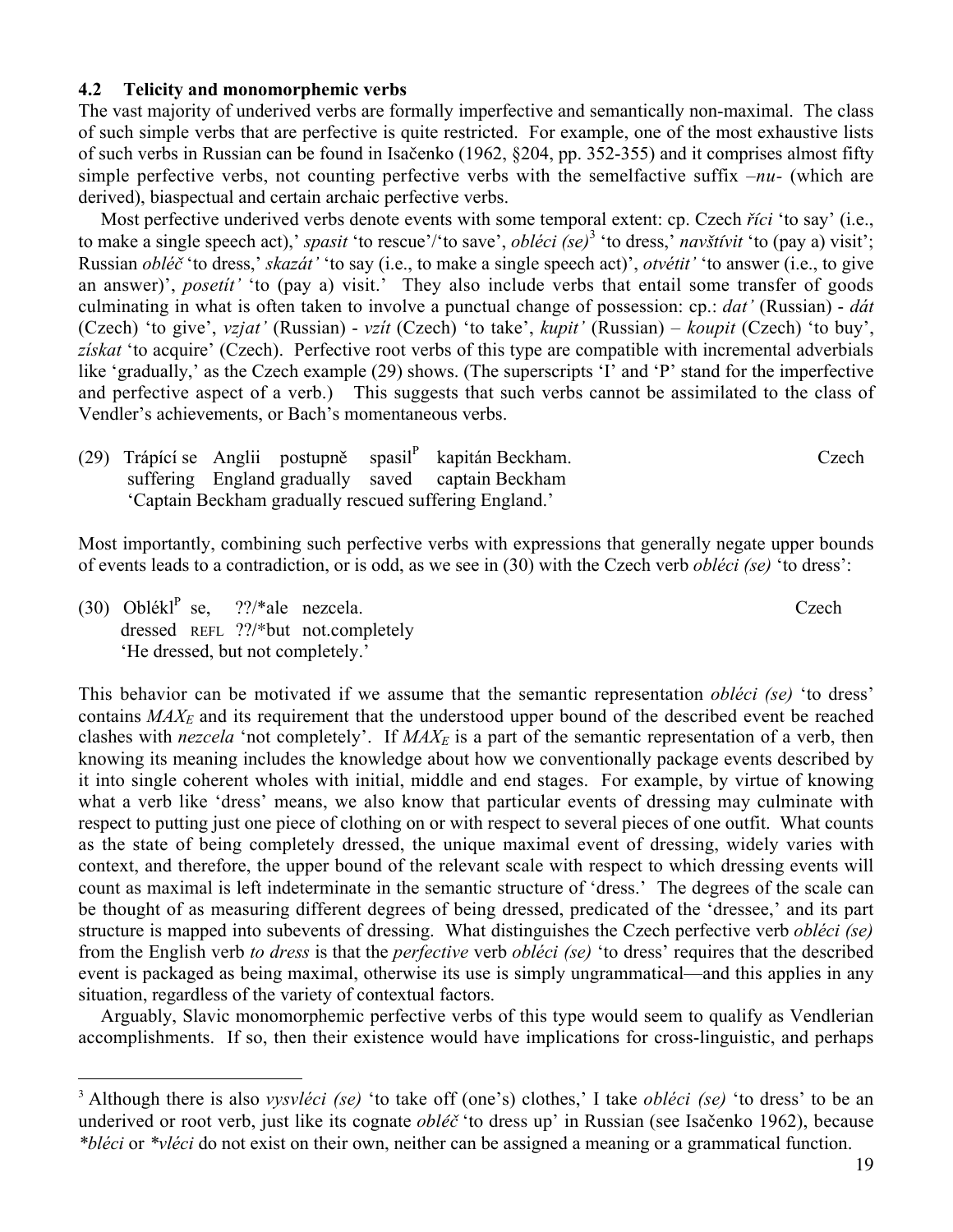### 4.2 Telicity and monomorphemic verbs

The vast majority of underived verbs are formally imperfective and semantically non-maximal. The class of such simple verbs that are perfective is quite restricted. For example, one of the most exhaustive lists of such verbs in Russian can be found in Isačenko (1962, §204, pp. 352-355) and it comprises almost fifty simple perfective verbs, not counting perfective verbs with the semelfactive suffix *–nu-* (which are derived), biaspectual and certain archaic perfective verbs.

Most perfective underived verbs denote events with some temporal extent: cp. Czech *říci* 'to say' (i.e., to make a single speech act),' *spasit* 'to rescue'/'to save', *obléci (se)*[3] 'to dress,' *navštívit* 'to (pay a) visit'; Russian *obléč* 'to dress,' *skazát'* 'to say (i.e., to make a single speech act)', *otvétit'* 'to answer (i.e., to give an answer)', *posetít'* 'to (pay a) visit.' They also include verbs that entail some transfer of goods culminating in what is often taken to involve a punctual change of possession: cp.: *dat'* (Russian) - *dát* (Czech) 'to give', *vzjat'* (Russian) - *vzít* (Czech) 'to take', *kupit'* (Russian) – *koupit* (Czech) 'to buy', *získat* 'to acquire' (Czech). Perfective root verbs of this type are compatible with incremental adverbials like 'gradually,' as the Czech example (29) shows. (The superscripts 'I' and 'P' stand for the imperfective and perfective aspect of a verb.) This suggests that such verbs cannot be assimilated to the class of Vendler's achievements, or Bach's momentaneous verbs.

(29) Trápící se Anglii postupně spasil$^{P}$ kapitán Beckham. Czech
suffering England gradually saved captain Beckham
'Captain Beckham gradually rescued suffering England.'

Most importantly, combining such perfective verbs with expressions that generally negate upper bounds of events leads to a contradiction, or is odd, as we see in (30) with the Czech verb *obléci (se)* 'to dress':

(30) Oblékl$^{P}$ se, ??/*ale nezcela. Czech
dressed REFL ??/*but not.completely
'He dressed, but not completely.'

This behavior can be motivated if we assume that the semantic representation *obléci (se)* 'to dress' contains $MAX_E$ and its requirement that the understood upper bound of the described event be reached clashes with *nezcela* 'not completely'. If $MAX_E$ is a part of the semantic representation of a verb, then knowing its meaning includes the knowledge about how we conventionally package events described by it into single coherent wholes with initial, middle and end stages. For example, by virtue of knowing what a verb like 'dress' means, we also know that particular events of dressing may culminate with respect to putting just one piece of clothing on or with respect to several pieces of one outfit. What counts as the state of being completely dressed, the unique maximal event of dressing, widely varies with context, and therefore, the upper bound of the relevant scale with respect to which dressing events will count as maximal is left indeterminate in the semantic structure of 'dress.' The degrees of the scale can be thought of as measuring different degrees of being dressed, predicated of the 'dressee,' and its part structure is mapped into subevents of dressing. What distinguishes the Czech perfective verb *obléci (se)* from the English verb *to dress* is that the *perfective* verb *obléci (se)* 'to dress' requires that the described event is packaged as being maximal, otherwise its use is simply ungrammatical—and this applies in any situation, regardless of the variety of contextual factors.

Arguably, Slavic monomorphemic perfective verbs of this type would seem to qualify as Vendlerian accomplishments. If so, then their existence would have implications for cross-linguistic, and perhaps

[3] Although there is also *vysvléci (se)* 'to take off (one's) clothes,' I take *obléci (se)* 'to dress' to be an underived or root verb, just like its cognate *obléč* 'to dress up' in Russian (see Isačenko 1962), because *\*bléci* or *\*vléci* do not exist on their own, neither can be assigned a meaning or a grammatical function.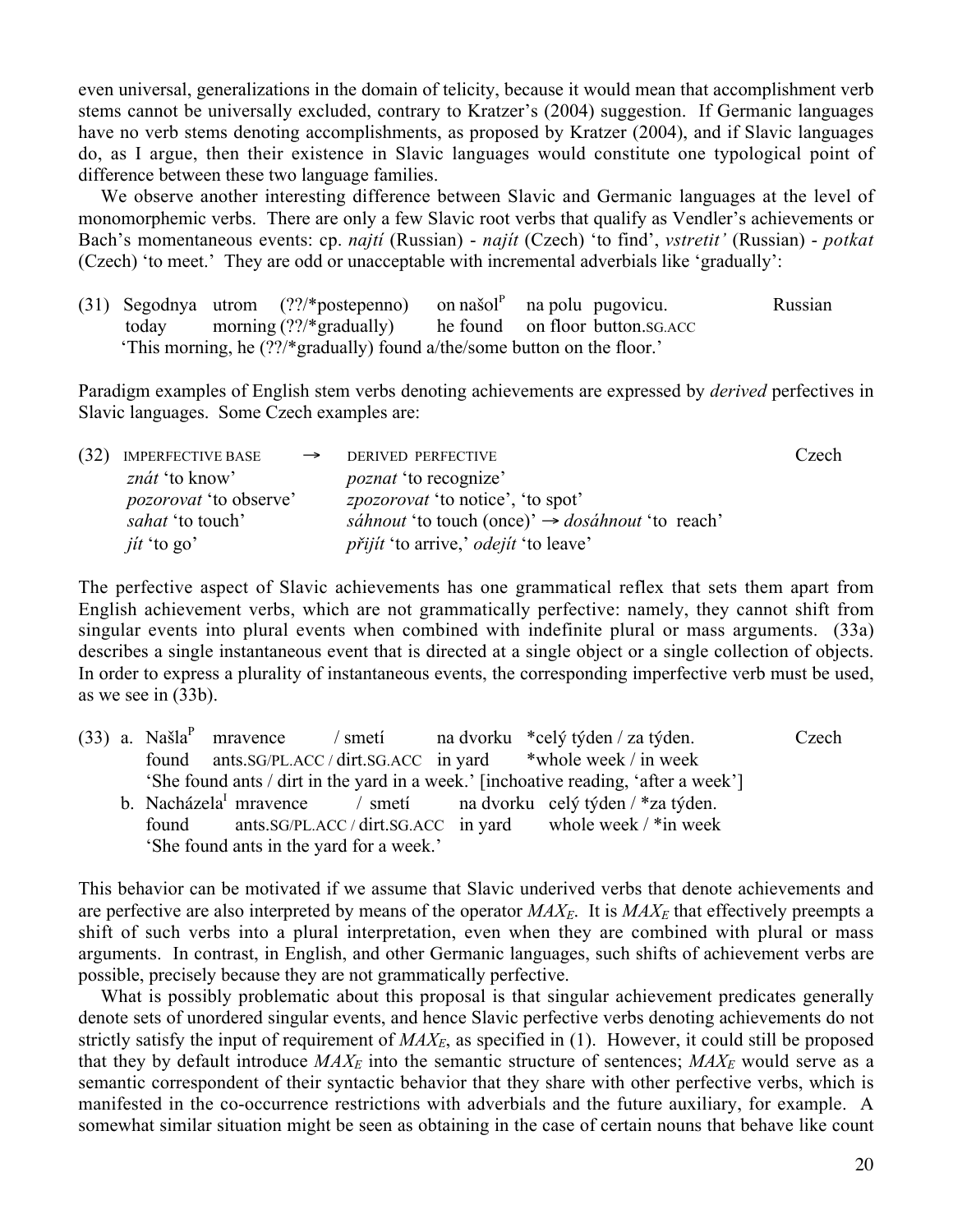even universal, generalizations in the domain of telicity, because it would mean that accomplishment verb stems cannot be universally excluded, contrary to Kratzer's (2004) suggestion. If Germanic languages have no verb stems denoting accomplishments, as proposed by Kratzer (2004), and if Slavic languages do, as I argue, then their existence in Slavic languages would constitute one typological point of difference between these two language families.

We observe another interesting difference between Slavic and Germanic languages at the level of monomorphemic verbs. There are only a few Slavic root verbs that qualify as Vendler's achievements or Bach's momentaneous events: cp. *najtí* (Russian) - *najít* (Czech) 'to find', *vstretit'* (Russian) - *potkat* (Czech) 'to meet.' They are odd or unacceptable with incremental adverbials like 'gradually':

(31) Segodnya utrom (??/*postepenno) on našol$^{P}$ na polu pugovicu. Russian
today morning (??/*gradually) he found on floor button.SG.ACC
'This morning, he (??/*gradually) found a/the/some button on the floor.'

Paradigm examples of English stem verbs denoting achievements are expressed by *derived* perfectives in Slavic languages. Some Czech examples are:

(32) IMPERFECTIVE BASE → DERIVED PERFECTIVE Czech

| IMPERFECTIVE BASE | DERIVED PERFECTIVE |
|---|---|
| *znát* 'to know' | *poznat* 'to recognize' |
| *pozorovat* 'to observe' | *zpozorovat* 'to notice', 'to spot' |
| *sahat* 'to touch' | *sáhnout* 'to touch (once)' → *dosáhnout* 'to reach' |
| *jít* 'to go' | *přijít* 'to arrive,' *odejít* 'to leave' |

The perfective aspect of Slavic achievements has one grammatical reflex that sets them apart from English achievement verbs, which are not grammatically perfective: namely, they cannot shift from singular events into plural events when combined with indefinite plural or mass arguments. (33a) describes a single instantaneous event that is directed at a single object or a single collection of objects. In order to express a plurality of instantaneous events, the corresponding imperfective verb must be used, as we see in (33b).

(33) a. Našla$^{P}$ mravence / smetí na dvorku *celý týden / za týden. Czech
found ants.SG/PL.ACC / dirt.SG.ACC in yard *whole week / in week
'She found ants / dirt in the yard in a week.' [inchoative reading, 'after a week']

b. Nacházela$^{I}$ mravence / smetí na dvorku celý týden / *za týden.
found ants.SG/PL.ACC / dirt.SG.ACC in yard whole week / *in week
'She found ants in the yard for a week.'

This behavior can be motivated if we assume that Slavic underived verbs that denote achievements and are perfective are also interpreted by means of the operator $MAX_E$. It is $MAX_E$ that effectively preempts a shift of such verbs into a plural interpretation, even when they are combined with plural or mass arguments. In contrast, in English, and other Germanic languages, such shifts of achievement verbs are possible, precisely because they are not grammatically perfective.

What is possibly problematic about this proposal is that singular achievement predicates generally denote sets of unordered singular events, and hence Slavic perfective verbs denoting achievements do not strictly satisfy the input of requirement of $MAX_E$, as specified in (1). However, it could still be proposed that they by default introduce $MAX_E$ into the semantic structure of sentences; $MAX_E$ would serve as a semantic correspondent of their syntactic behavior that they share with other perfective verbs, which is manifested in the co-occurrence restrictions with adverbials and the future auxiliary, for example. A somewhat similar situation might be seen as obtaining in the case of certain nouns that behave like count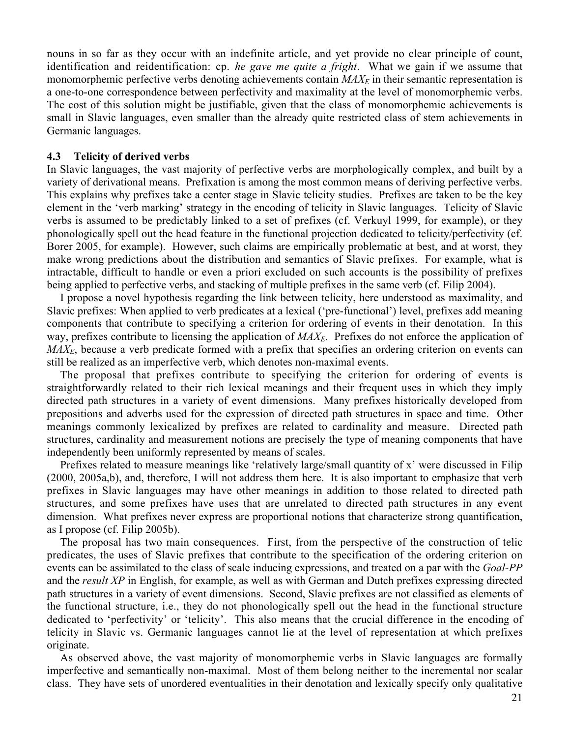nouns in so far as they occur with an indefinite article, and yet provide no clear principle of count, identification and reidentification: cp. *he gave me quite a fright*. What we gain if we assume that monomorphemic perfective verbs denoting achievements contain $MAX_E$ in their semantic representation is a one-to-one correspondence between perfectivity and maximality at the level of monomorphemic verbs. The cost of this solution might be justifiable, given that the class of monomorphemic achievements is small in Slavic languages, even smaller than the already quite restricted class of stem achievements in Germanic languages.

### 4.3 Telicity of derived verbs

In Slavic languages, the vast majority of perfective verbs are morphologically complex, and built by a variety of derivational means. Prefixation is among the most common means of deriving perfective verbs. This explains why prefixes take a center stage in Slavic telicity studies. Prefixes are taken to be the key element in the 'verb marking' strategy in the encoding of telicity in Slavic languages. Telicity of Slavic verbs is assumed to be predictably linked to a set of prefixes (cf. Verkuyl 1999, for example), or they phonologically spell out the head feature in the functional projection dedicated to telicity/perfectivity (cf. Borer 2005, for example). However, such claims are empirically problematic at best, and at worst, they make wrong predictions about the distribution and semantics of Slavic prefixes. For example, what is intractable, difficult to handle or even a priori excluded on such accounts is the possibility of prefixes being applied to perfective verbs, and stacking of multiple prefixes in the same verb (cf. Filip 2004).

I propose a novel hypothesis regarding the link between telicity, here understood as maximality, and Slavic prefixes: When applied to verb predicates at a lexical ('pre-functional') level, prefixes add meaning components that contribute to specifying a criterion for ordering of events in their denotation. In this way, prefixes contribute to licensing the application of $MAX_E$. Prefixes do not enforce the application of $MAX_E$, because a verb predicate formed with a prefix that specifies an ordering criterion on events can still be realized as an imperfective verb, which denotes non-maximal events.

The proposal that prefixes contribute to specifying the criterion for ordering of events is straightforwardly related to their rich lexical meanings and their frequent uses in which they imply directed path structures in a variety of event dimensions. Many prefixes historically developed from prepositions and adverbs used for the expression of directed path structures in space and time. Other meanings commonly lexicalized by prefixes are related to cardinality and measure. Directed path structures, cardinality and measurement notions are precisely the type of meaning components that have independently been uniformly represented by means of scales.

Prefixes related to measure meanings like 'relatively large/small quantity of x' were discussed in Filip (2000, 2005a,b), and, therefore, I will not address them here. It is also important to emphasize that verb prefixes in Slavic languages may have other meanings in addition to those related to directed path structures, and some prefixes have uses that are unrelated to directed path structures in any event dimension. What prefixes never express are proportional notions that characterize strong quantification, as I propose (cf. Filip 2005b).

The proposal has two main consequences. First, from the perspective of the construction of telic predicates, the uses of Slavic prefixes that contribute to the specification of the ordering criterion on events can be assimilated to the class of scale inducing expressions, and treated on a par with the *Goal-PP* and the *result XP* in English, for example, as well as with German and Dutch prefixes expressing directed path structures in a variety of event dimensions. Second, Slavic prefixes are not classified as elements of the functional structure, i.e., they do not phonologically spell out the head in the functional structure dedicated to 'perfectivity' or 'telicity'. This also means that the crucial difference in the encoding of telicity in Slavic vs. Germanic languages cannot lie at the level of representation at which prefixes originate.

As observed above, the vast majority of monomorphemic verbs in Slavic languages are formally imperfective and semantically non-maximal. Most of them belong neither to the incremental nor scalar class. They have sets of unordered eventualities in their denotation and lexically specify only qualitative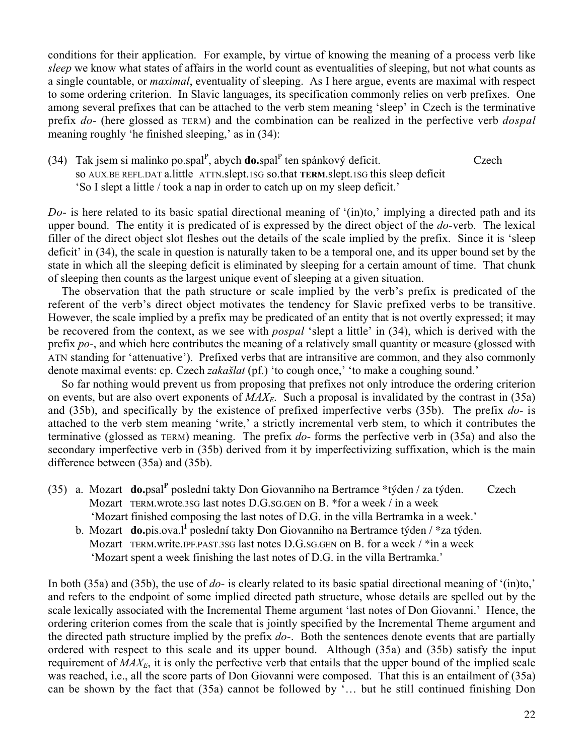conditions for their application. For example, by virtue of knowing the meaning of a process verb like *sleep* we know what states of affairs in the world count as eventualities of sleeping, but not what counts as a single countable, or *maximal*, eventuality of sleeping. As I here argue, events are maximal with respect to some ordering criterion. In Slavic languages, its specification commonly relies on verb prefixes. One among several prefixes that can be attached to the verb stem meaning 'sleep' in Czech is the terminative prefix *do-* (here glossed as TERM) and the combination can be realized in the perfective verb *dospal* meaning roughly 'he finished sleeping,' as in (34):

(34) Tak jsem si malinko po.spal$^{P}$, abych **do.**spal$^{P}$ ten spánkový deficit. Czech
so AUX.BE REFL.DAT a.little ATTN.slept.1SG so.that **TERM**.slept.1SG this sleep deficit
'So I slept a little / took a nap in order to catch up on my sleep deficit.'

*Do-* is here related to its basic spatial directional meaning of '(in)to,' implying a directed path and its upper bound. The entity it is predicated of is expressed by the direct object of the *do*-verb. The lexical filler of the direct object slot fleshes out the details of the scale implied by the prefix. Since it is 'sleep deficit' in (34), the scale in question is naturally taken to be a temporal one, and its upper bound set by the state in which all the sleeping deficit is eliminated by sleeping for a certain amount of time. That chunk of sleeping then counts as the largest unique event of sleeping at a given situation.

The observation that the path structure or scale implied by the verb's prefix is predicated of the referent of the verb's direct object motivates the tendency for Slavic prefixed verbs to be transitive. However, the scale implied by a prefix may be predicated of an entity that is not overtly expressed; it may be recovered from the context, as we see with *pospal* 'slept a little' in (34), which is derived with the prefix *po-*, and which here contributes the meaning of a relatively small quantity or measure (glossed with ATN standing for 'attenuative'). Prefixed verbs that are intransitive are common, and they also commonly denote maximal events: cp. Czech *zakašlat* (pf.) 'to cough once,' 'to make a coughing sound.'

So far nothing would prevent us from proposing that prefixes not only introduce the ordering criterion on events, but are also overt exponents of $MAX_E$. Such a proposal is invalidated by the contrast in (35a) and (35b), and specifically by the existence of prefixed imperfective verbs (35b). The prefix *do-* is attached to the verb stem meaning 'write,' a strictly incremental verb stem, to which it contributes the terminative (glossed as TERM) meaning. The prefix *do-* forms the perfective verb in (35a) and also the secondary imperfective verb in (35b) derived from it by imperfectivizing suffixation, which is the main difference between (35a) and (35b).

(35) a. Mozart **do.**psal$^{\mathbf{P}}$ poslední takty Don Giovanniho na Bertramce *týden / za týden. Czech
Mozart TERM.wrote.3SG last notes D.G.SG.GEN on B. *for a week / in a week
'Mozart finished composing the last notes of D.G. in the villa Bertramka in a week.'

b. Mozart **do.**pis.ova.l$^{\mathbf{I}}$ poslední takty Don Giovanniho na Bertramce týden / *za týden.
Mozart TERM.write.IPF.PAST.3SG last notes D.G.SG.GEN on B. for a week / *in a week
'Mozart spent a week finishing the last notes of D.G. in the villa Bertramka.'

In both (35a) and (35b), the use of *do-* is clearly related to its basic spatial directional meaning of '(in)to,' and refers to the endpoint of some implied directed path structure, whose details are spelled out by the scale lexically associated with the Incremental Theme argument 'last notes of Don Giovanni.' Hence, the ordering criterion comes from the scale that is jointly specified by the Incremental Theme argument and the directed path structure implied by the prefix *do-*. Both the sentences denote events that are partially ordered with respect to this scale and its upper bound. Although (35a) and (35b) satisfy the input requirement of $MAX_E$, it is only the perfective verb that entails that the upper bound of the implied scale was reached, i.e., all the score parts of Don Giovanni were composed. That this is an entailment of (35a) can be shown by the fact that (35a) cannot be followed by '… but he still continued finishing Don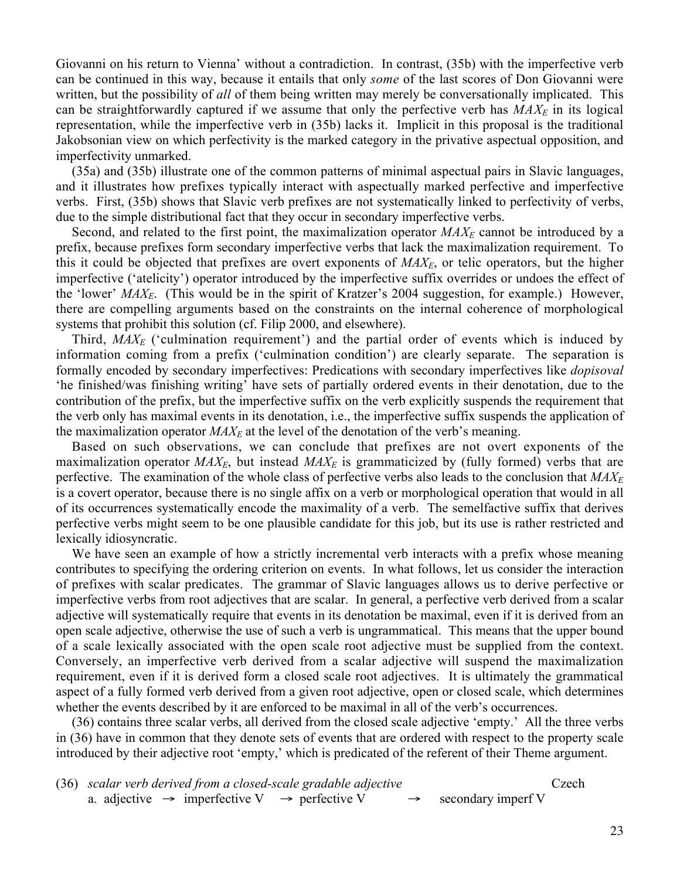Giovanni on his return to Vienna' without a contradiction. In contrast, (35b) with the imperfective verb can be continued in this way, because it entails that only *some* of the last scores of Don Giovanni were written, but the possibility of *all* of them being written may merely be conversationally implicated. This can be straightforwardly captured if we assume that only the perfective verb has $MAX_E$ in its logical representation, while the imperfective verb in (35b) lacks it. Implicit in this proposal is the traditional Jakobsonian view on which perfectivity is the marked category in the privative aspectual opposition, and imperfectivity unmarked.

(35a) and (35b) illustrate one of the common patterns of minimal aspectual pairs in Slavic languages, and it illustrates how prefixes typically interact with aspectually marked perfective and imperfective verbs. First, (35b) shows that Slavic verb prefixes are not systematically linked to perfectivity of verbs, due to the simple distributional fact that they occur in secondary imperfective verbs.

Second, and related to the first point, the maximalization operator $MAX_E$ cannot be introduced by a prefix, because prefixes form secondary imperfective verbs that lack the maximalization requirement. To this it could be objected that prefixes are overt exponents of $MAX_E$, or telic operators, but the higher imperfective ('atelicity') operator introduced by the imperfective suffix overrides or undoes the effect of the 'lower' $MAX_E$. (This would be in the spirit of Kratzer's 2004 suggestion, for example.) However, there are compelling arguments based on the constraints on the internal coherence of morphological systems that prohibit this solution (cf. Filip 2000, and elsewhere).

Third, $MAX_E$ ('culmination requirement') and the partial order of events which is induced by information coming from a prefix ('culmination condition') are clearly separate. The separation is formally encoded by secondary imperfectives: Predications with secondary imperfectives like *dopisoval* 'he finished/was finishing writing' have sets of partially ordered events in their denotation, due to the contribution of the prefix, but the imperfective suffix on the verb explicitly suspends the requirement that the verb only has maximal events in its denotation, i.e., the imperfective suffix suspends the application of the maximalization operator $MAX_E$ at the level of the denotation of the verb's meaning.

Based on such observations, we can conclude that prefixes are not overt exponents of the maximalization operator $MAX_E$, but instead $MAX_E$ is grammaticized by (fully formed) verbs that are perfective. The examination of the whole class of perfective verbs also leads to the conclusion that $MAX_E$ is a covert operator, because there is no single affix on a verb or morphological operation that would in all of its occurrences systematically encode the maximality of a verb. The semelfactive suffix that derives perfective verbs might seem to be one plausible candidate for this job, but its use is rather restricted and lexically idiosyncratic.

We have seen an example of how a strictly incremental verb interacts with a prefix whose meaning contributes to specifying the ordering criterion on events. In what follows, let us consider the interaction of prefixes with scalar predicates. The grammar of Slavic languages allows us to derive perfective or imperfective verbs from root adjectives that are scalar. In general, a perfective verb derived from a scalar adjective will systematically require that events in its denotation be maximal, even if it is derived from an open scale adjective, otherwise the use of such a verb is ungrammatical. This means that the upper bound of a scale lexically associated with the open scale root adjective must be supplied from the context. Conversely, an imperfective verb derived from a scalar adjective will suspend the maximalization requirement, even if it is derived form a closed scale root adjectives. It is ultimately the grammatical aspect of a fully formed verb derived from a given root adjective, open or closed scale, which determines whether the events described by it are enforced to be maximal in all of the verb's occurrences.

(36) contains three scalar verbs, all derived from the closed scale adjective 'empty.' All the three verbs in (36) have in common that they denote sets of events that are ordered with respect to the property scale introduced by their adjective root 'empty,' which is predicated of the referent of their Theme argument.

(36) *scalar verb derived from a closed-scale gradable adjective* Czech
  a. adjective → imperfective V → perfective V → secondary imperf V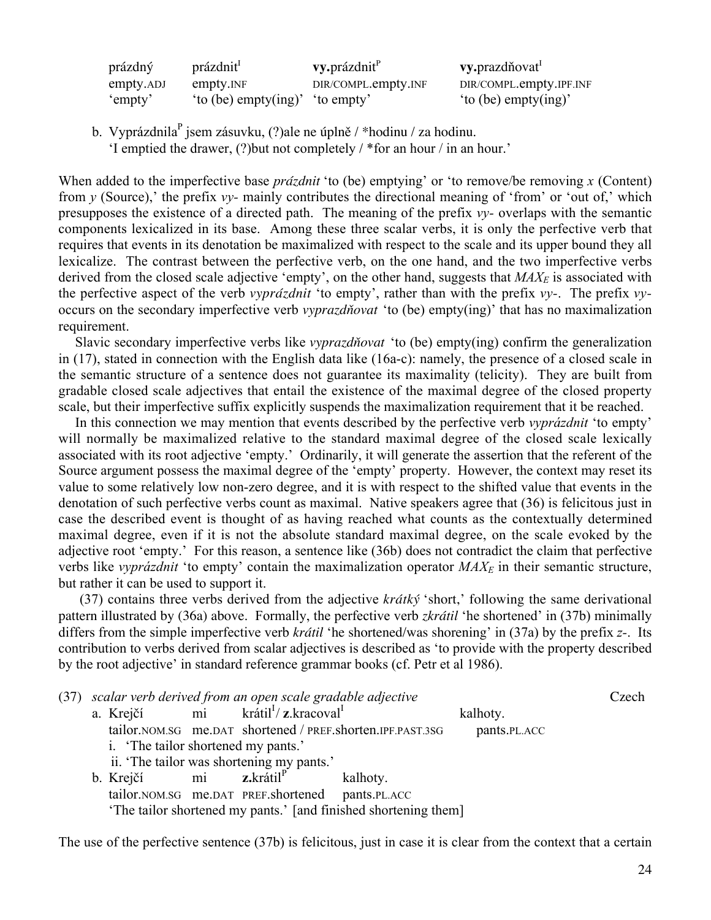| | | | |
|---|---|---|---|
| prázdný | prázdnit[I] | **vy.**prázdnit[P] | **vy.**prazdňovat[I] |
| empty.ADJ | empty.INF | DIR/COMPL.empty.INF | DIR/COMPL.empty.IPF.INF |
| 'empty' | 'to (be) empty(ing)' | 'to empty' | 'to (be) empty(ing)' |

b. Vyprázdnila[P] jsem zásuvku, (?)ale ne úplně / *hodinu / za hodinu.
'I emptied the drawer, (?)but not completely / *for an hour / in an hour.'

When added to the imperfective base *prázdnit* 'to (be) emptying' or 'to remove/be removing *x* (Content) from *y* (Source),' the prefix *vy-* mainly contributes the directional meaning of 'from' or 'out of,' which presupposes the existence of a directed path. The meaning of the prefix *vy-* overlaps with the semantic components lexicalized in its base. Among these three scalar verbs, it is only the perfective verb that requires that events in its denotation be maximalized with respect to the scale and its upper bound they all lexicalize. The contrast between the perfective verb, on the one hand, and the two imperfective verbs derived from the closed scale adjective 'empty', on the other hand, suggests that $MAX_E$ is associated with the perfective aspect of the verb *vyprázdnit* 'to empty', rather than with the prefix *vy-*. The prefix *vy-* occurs on the secondary imperfective verb *vyprazdňovat* 'to (be) empty(ing)' that has no maximalization requirement.

Slavic secondary imperfective verbs like *vyprazdňovat* 'to (be) empty(ing) confirm the generalization in (17), stated in connection with the English data like (16a-c): namely, the presence of a closed scale in the semantic structure of a sentence does not guarantee its maximality (telicity). They are built from gradable closed scale adjectives that entail the existence of the maximal degree of the closed property scale, but their imperfective suffix explicitly suspends the maximalization requirement that it be reached.

In this connection we may mention that events described by the perfective verb *vyprázdnit* 'to empty' will normally be maximalized relative to the standard maximal degree of the closed scale lexically associated with its root adjective 'empty.' Ordinarily, it will generate the assertion that the referent of the Source argument possess the maximal degree of the 'empty' property. However, the context may reset its value to some relatively low non-zero degree, and it is with respect to the shifted value that events in the denotation of such perfective verbs count as maximal. Native speakers agree that (36) is felicitous just in case the described event is thought of as having reached what counts as the contextually determined maximal degree, even if it is not the absolute standard maximal degree, on the scale evoked by the adjective root 'empty.' For this reason, a sentence like (36b) does not contradict the claim that perfective verbs like *vyprázdnit* 'to empty' contain the maximalization operator $MAX_E$ in their semantic structure, but rather it can be used to support it.

(37) contains three verbs derived from the adjective *krátký* 'short,' following the same derivational pattern illustrated by (36a) above. Formally, the perfective verb *zkrátil* 'he shortened' in (37b) minimally differs from the simple imperfective verb *krátil* 'he shortened/was shorening' in (37a) by the prefix *z-*. Its contribution to verbs derived from scalar adjectives is described as 'to provide with the property described by the root adjective' in standard reference grammar books (cf. Petr et al 1986).

(37) *scalar verb derived from an open scale gradable adjective* — Czech

a. Krejčí mi krátil[I] / **z**.kracoval[I] kalhoty.
tailor.NOM.SG me.DAT shortened / PREF.shorten.IPF.PAST.3SG pants.PL.ACC
i. 'The tailor shortened my pants.'
ii. 'The tailor was shortening my pants.'

b. Krejčí mi **z.**krátil[P] kalhoty.
tailor.NOM.SG me.DAT PREF.shortened pants.PL.ACC
'The tailor shortened my pants.' [and finished shortening them]

The use of the perfective sentence (37b) is felicitous, just in case it is clear from the context that a certain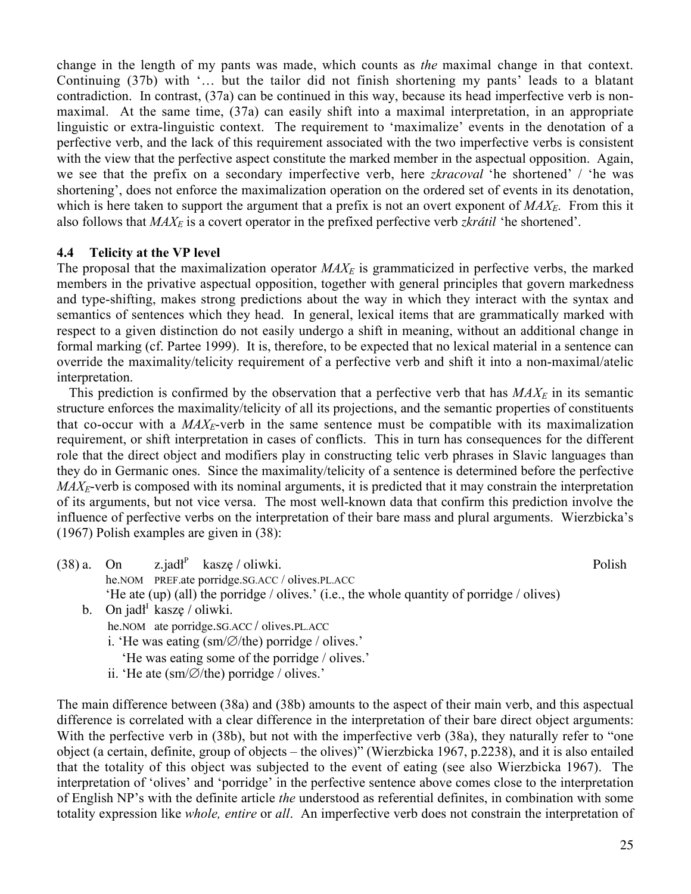change in the length of my pants was made, which counts as *the* maximal change in that context. Continuing (37b) with '… but the tailor did not finish shortening my pants' leads to a blatant contradiction. In contrast, (37a) can be continued in this way, because its head imperfective verb is non-maximal. At the same time, (37a) can easily shift into a maximal interpretation, in an appropriate linguistic or extra-linguistic context. The requirement to 'maximalize' events in the denotation of a perfective verb, and the lack of this requirement associated with the two imperfective verbs is consistent with the view that the perfective aspect constitute the marked member in the aspectual opposition. Again, we see that the prefix on a secondary imperfective verb, here *zkracoval* 'he shortened' / 'he was shortening', does not enforce the maximalization operation on the ordered set of events in its denotation, which is here taken to support the argument that a prefix is not an overt exponent of $MAX_E$. From this it also follows that $MAX_E$ is a covert operator in the prefixed perfective verb *zkrátil* 'he shortened'.

### 4.4 Telicity at the VP level

The proposal that the maximalization operator $MAX_E$ is grammaticized in perfective verbs, the marked members in the privative aspectual opposition, together with general principles that govern markedness and type-shifting, makes strong predictions about the way in which they interact with the syntax and semantics of sentences which they head. In general, lexical items that are grammatically marked with respect to a given distinction do not easily undergo a shift in meaning, without an additional change in formal marking (cf. Partee 1999). It is, therefore, to be expected that no lexical material in a sentence can override the maximality/telicity requirement of a perfective verb and shift it into a non-maximal/atelic interpretation.

This prediction is confirmed by the observation that a perfective verb that has $MAX_E$ in its semantic structure enforces the maximality/telicity of all its projections, and the semantic properties of constituents that co-occur with a $MAX_E$-verb in the same sentence must be compatible with its maximalization requirement, or shift interpretation in cases of conflicts. This in turn has consequences for the different role that the direct object and modifiers play in constructing telic verb phrases in Slavic languages than they do in Germanic ones. Since the maximality/telicity of a sentence is determined before the perfective $MAX_E$-verb is composed with its nominal arguments, it is predicted that it may constrain the interpretation of its arguments, but not vice versa. The most well-known data that confirm this prediction involve the influence of perfective verbs on the interpretation of their bare mass and plural arguments. Wierzbicka's (1967) Polish examples are given in (38):

(38) a. On z.jadł$^{P}$ kaszę / oliwki. Polish
he.NOM PREF.ate porridge.SG.ACC / olives.PL.ACC
'He ate (up) (all) the porridge / olives.' (i.e., the whole quantity of porridge / olives)

b. On jadł$^{I}$ kaszę / oliwki.
he.NOM ate porridge.SG.ACC / olives.PL.ACC
i. 'He was eating (sm/∅/the) porridge / olives.'
'He was eating some of the porridge / olives.'
ii. 'He ate (sm/∅/the) porridge / olives.'

The main difference between (38a) and (38b) amounts to the aspect of their main verb, and this aspectual difference is correlated with a clear difference in the interpretation of their bare direct object arguments: With the perfective verb in (38b), but not with the imperfective verb (38a), they naturally refer to "one object (a certain, definite, group of objects – the olives)" (Wierzbicka 1967, p.2238), and it is also entailed that the totality of this object was subjected to the event of eating (see also Wierzbicka 1967). The interpretation of 'olives' and 'porridge' in the perfective sentence above comes close to the interpretation of English NP's with the definite article *the* understood as referential definites, in combination with some totality expression like *whole, entire* or *all*. An imperfective verb does not constrain the interpretation of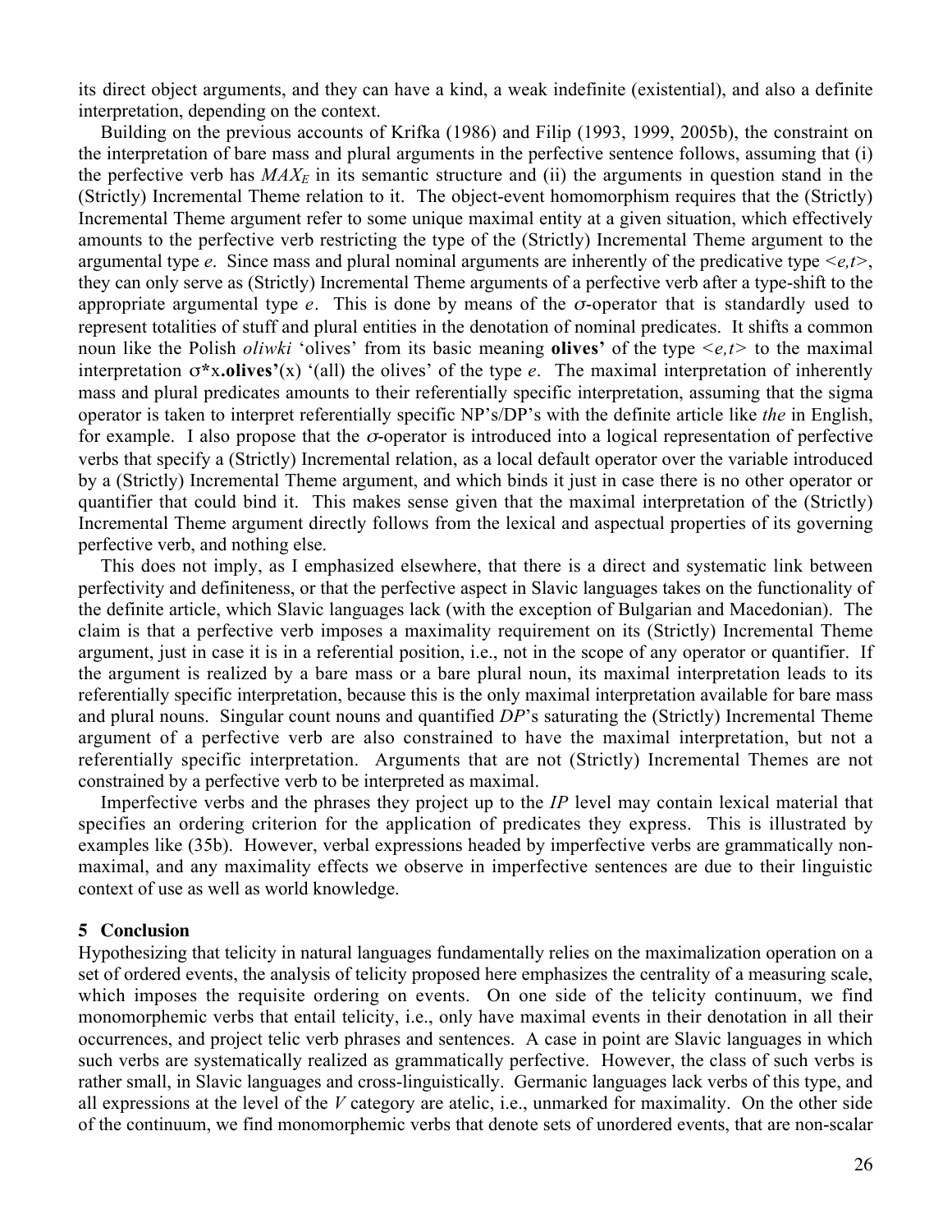its direct object arguments, and they can have a kind, a weak indefinite (existential), and also a definite interpretation, depending on the context.

Building on the previous accounts of Krifka (1986) and Filip (1993, 1999, 2005b), the constraint on the interpretation of bare mass and plural arguments in the perfective sentence follows, assuming that (i) the perfective verb has $MAX_E$ in its semantic structure and (ii) the arguments in question stand in the (Strictly) Incremental Theme relation to it. The object-event homomorphism requires that the (Strictly) Incremental Theme argument refer to some unique maximal entity at a given situation, which effectively amounts to the perfective verb restricting the type of the (Strictly) Incremental Theme argument to the argumental type *e*. Since mass and plural nominal arguments are inherently of the predicative type $<e,t>$, they can only serve as (Strictly) Incremental Theme arguments of a perfective verb after a type-shift to the appropriate argumental type *e*. This is done by means of the $\sigma$-operator that is standardly used to represent totalities of stuff and plural entities in the denotation of nominal predicates. It shifts a common noun like the Polish *oliwki* 'olives' from its basic meaning **olives'** of the type $<e,t>$ to the maximal interpretation $\sigma$*x**.olives'**(x) '(all) the olives' of the type *e*. The maximal interpretation of inherently mass and plural predicates amounts to their referentially specific interpretation, assuming that the sigma operator is taken to interpret referentially specific NP's/DP's with the definite article like *the* in English, for example. I also propose that the $\sigma$-operator is introduced into a logical representation of perfective verbs that specify a (Strictly) Incremental relation, as a local default operator over the variable introduced by a (Strictly) Incremental Theme argument, and which binds it just in case there is no other operator or quantifier that could bind it. This makes sense given that the maximal interpretation of the (Strictly) Incremental Theme argument directly follows from the lexical and aspectual properties of its governing perfective verb, and nothing else.

This does not imply, as I emphasized elsewhere, that there is a direct and systematic link between perfectivity and definiteness, or that the perfective aspect in Slavic languages takes on the functionality of the definite article, which Slavic languages lack (with the exception of Bulgarian and Macedonian). The claim is that a perfective verb imposes a maximality requirement on its (Strictly) Incremental Theme argument, just in case it is in a referential position, i.e., not in the scope of any operator or quantifier. If the argument is realized by a bare mass or a bare plural noun, its maximal interpretation leads to its referentially specific interpretation, because this is the only maximal interpretation available for bare mass and plural nouns. Singular count nouns and quantified *DP*'s saturating the (Strictly) Incremental Theme argument of a perfective verb are also constrained to have the maximal interpretation, but not a referentially specific interpretation. Arguments that are not (Strictly) Incremental Themes are not constrained by a perfective verb to be interpreted as maximal.

Imperfective verbs and the phrases they project up to the *IP* level may contain lexical material that specifies an ordering criterion for the application of predicates they express. This is illustrated by examples like (35b). However, verbal expressions headed by imperfective verbs are grammatically non-maximal, and any maximality effects we observe in imperfective sentences are due to their linguistic context of use as well as world knowledge.

## 5 Conclusion

Hypothesizing that telicity in natural languages fundamentally relies on the maximalization operation on a set of ordered events, the analysis of telicity proposed here emphasizes the centrality of a measuring scale, which imposes the requisite ordering on events. On one side of the telicity continuum, we find monomorphemic verbs that entail telicity, i.e., only have maximal events in their denotation in all their occurrences, and project telic verb phrases and sentences. A case in point are Slavic languages in which such verbs are systematically realized as grammatically perfective. However, the class of such verbs is rather small, in Slavic languages and cross-linguistically. Germanic languages lack verbs of this type, and all expressions at the level of the *V* category are atelic, i.e., unmarked for maximality. On the other side of the continuum, we find monomorphemic verbs that denote sets of unordered events, that are non-scalar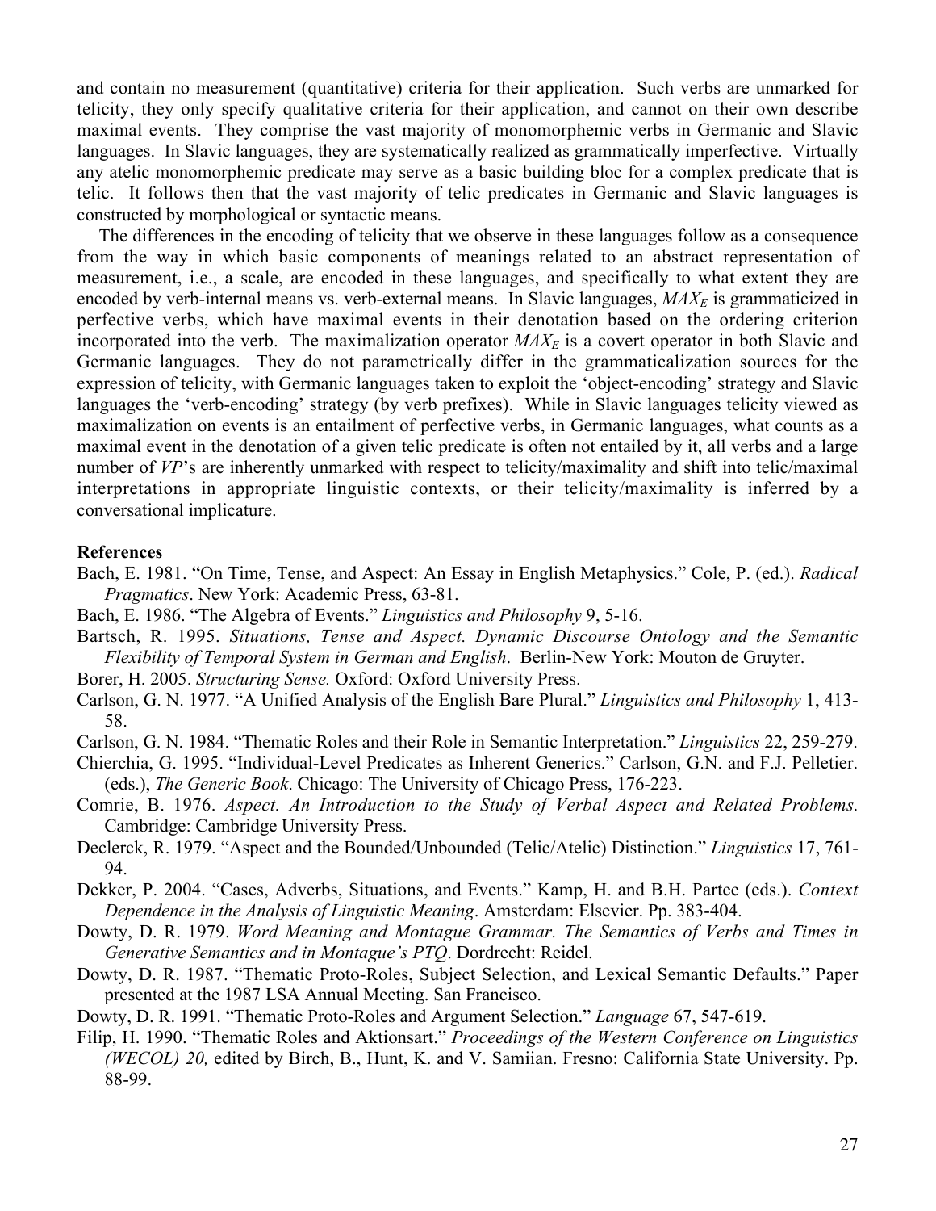and contain no measurement (quantitative) criteria for their application. Such verbs are unmarked for telicity, they only specify qualitative criteria for their application, and cannot on their own describe maximal events. They comprise the vast majority of monomorphemic verbs in Germanic and Slavic languages. In Slavic languages, they are systematically realized as grammatically imperfective. Virtually any atelic monomorphemic predicate may serve as a basic building bloc for a complex predicate that is telic. It follows then that the vast majority of telic predicates in Germanic and Slavic languages is constructed by morphological or syntactic means.

The differences in the encoding of telicity that we observe in these languages follow as a consequence from the way in which basic components of meanings related to an abstract representation of measurement, i.e., a scale, are encoded in these languages, and specifically to what extent they are encoded by verb-internal means vs. verb-external means. In Slavic languages, $MAX_E$ is grammaticized in perfective verbs, which have maximal events in their denotation based on the ordering criterion incorporated into the verb. The maximalization operator $MAX_E$ is a covert operator in both Slavic and Germanic languages. They do not parametrically differ in the grammaticalization sources for the expression of telicity, with Germanic languages taken to exploit the 'object-encoding' strategy and Slavic languages the 'verb-encoding' strategy (by verb prefixes). While in Slavic languages telicity viewed as maximalization on events is an entailment of perfective verbs, in Germanic languages, what counts as a maximal event in the denotation of a given telic predicate is often not entailed by it, all verbs and a large number of *VP*'s are inherently unmarked with respect to telicity/maximality and shift into telic/maximal interpretations in appropriate linguistic contexts, or their telicity/maximality is inferred by a conversational implicature.

**References**

Bach, E. 1981. "On Time, Tense, and Aspect: An Essay in English Metaphysics." Cole, P. (ed.). *Radical Pragmatics*. New York: Academic Press, 63-81.

Bach, E. 1986. "The Algebra of Events." *Linguistics and Philosophy* 9, 5-16.

Bartsch, R. 1995. *Situations, Tense and Aspect. Dynamic Discourse Ontology and the Semantic Flexibility of Temporal System in German and English*. Berlin-New York: Mouton de Gruyter.

Borer, H. 2005. *Structuring Sense.* Oxford: Oxford University Press.

Carlson, G. N. 1977. "A Unified Analysis of the English Bare Plural." *Linguistics and Philosophy* 1, 413-58.

Carlson, G. N. 1984. "Thematic Roles and their Role in Semantic Interpretation." *Linguistics* 22, 259-279.

Chierchia, G. 1995. "Individual-Level Predicates as Inherent Generics." Carlson, G.N. and F.J. Pelletier. (eds.), *The Generic Book*. Chicago: The University of Chicago Press, 176-223.

Comrie, B. 1976. *Aspect. An Introduction to the Study of Verbal Aspect and Related Problems.* Cambridge: Cambridge University Press.

Declerck, R. 1979. "Aspect and the Bounded/Unbounded (Telic/Atelic) Distinction." *Linguistics* 17, 761-94.

Dekker, P. 2004. "Cases, Adverbs, Situations, and Events." Kamp, H. and B.H. Partee (eds.). *Context Dependence in the Analysis of Linguistic Meaning*. Amsterdam: Elsevier. Pp. 383-404.

Dowty, D. R. 1979. *Word Meaning and Montague Grammar. The Semantics of Verbs and Times in Generative Semantics and in Montague's PTQ*. Dordrecht: Reidel.

Dowty, D. R. 1987. "Thematic Proto-Roles, Subject Selection, and Lexical Semantic Defaults." Paper presented at the 1987 LSA Annual Meeting. San Francisco.

Dowty, D. R. 1991. "Thematic Proto-Roles and Argument Selection." *Language* 67, 547-619.

Filip, H. 1990. "Thematic Roles and Aktionsart." *Proceedings of the Western Conference on Linguistics (WECOL) 20,* edited by Birch, B., Hunt, K. and V. Samiian. Fresno: California State University. Pp. 88-99.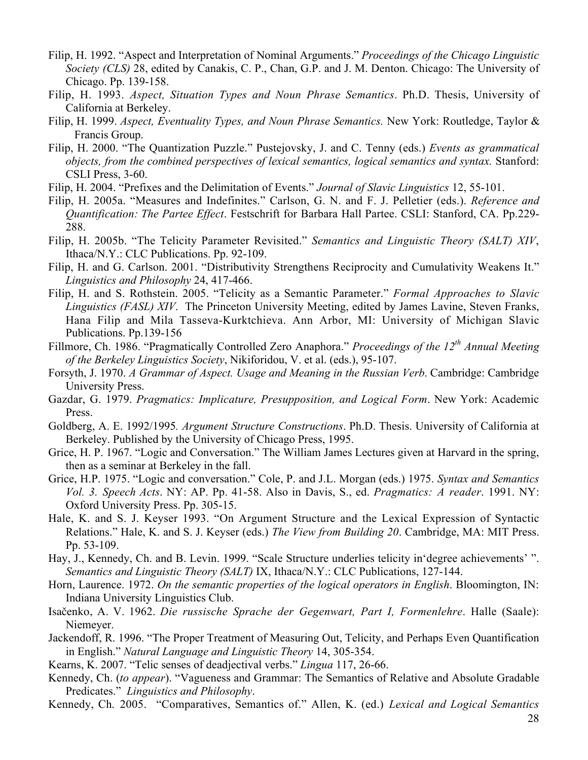Filip, H. 1992. "Aspect and Interpretation of Nominal Arguments." *Proceedings of the Chicago Linguistic Society (CLS)* 28, edited by Canakis, C. P., Chan, G.P. and J. M. Denton. Chicago: The University of Chicago. Pp. 139-158.

Filip, H. 1993. *Aspect, Situation Types and Noun Phrase Semantics*. Ph.D. Thesis, University of California at Berkeley.

Filip, H. 1999. *Aspect, Eventuality Types, and Noun Phrase Semantics.* New York: Routledge, Taylor & Francis Group.

Filip, H. 2000. "The Quantization Puzzle." Pustejovsky, J. and C. Tenny (eds.) *Events as grammatical objects, from the combined perspectives of lexical semantics, logical semantics and syntax.* Stanford: CSLI Press, 3-60.

Filip, H. 2004. "Prefixes and the Delimitation of Events." *Journal of Slavic Linguistics* 12, 55-101.

Filip, H. 2005a. "Measures and Indefinites." Carlson, G. N. and F. J. Pelletier (eds.). *Reference and Quantification: The Partee Effect*. Festschrift for Barbara Hall Partee. CSLI: Stanford, CA. Pp.229-288.

Filip, H. 2005b. "The Telicity Parameter Revisited." *Semantics and Linguistic Theory (SALT) XIV*, Ithaca/N.Y.: CLC Publications. Pp. 92-109.

Filip, H. and G. Carlson. 2001. "Distributivity Strengthens Reciprocity and Cumulativity Weakens It." *Linguistics and Philosophy* 24, 417-466.

Filip, H. and S. Rothstein. 2005. "Telicity as a Semantic Parameter." *Formal Approaches to Slavic Linguistics (FASL) XIV*. The Princeton University Meeting, edited by James Lavine, Steven Franks, Hana Filip and Mila Tasseva-Kurktchieva. Ann Arbor, MI: University of Michigan Slavic Publications. Pp.139-156

Fillmore, Ch. 1986. "Pragmatically Controlled Zero Anaphora." *Proceedings of the 12th Annual Meeting of the Berkeley Linguistics Society*, Nikiforidou, V. et al. (eds.), 95-107.

Forsyth, J. 1970. *A Grammar of Aspect. Usage and Meaning in the Russian Verb*. Cambridge: Cambridge University Press.

Gazdar, G. 1979. *Pragmatics: Implicature, Presupposition, and Logical Form*. New York: Academic Press.

Goldberg, A. E. 1992/1995*. Argument Structure Constructions*. Ph.D. Thesis. University of California at Berkeley. Published by the University of Chicago Press, 1995.

Grice, H. P. 1967. "Logic and Conversation." The William James Lectures given at Harvard in the spring, then as a seminar at Berkeley in the fall.

Grice, H.P. 1975. "Logic and conversation." Cole, P. and J.L. Morgan (eds.) 1975. *Syntax and Semantics Vol. 3. Speech Acts*. NY: AP. Pp. 41-58. Also in Davis, S., ed. *Pragmatics: A reader*. 1991. NY: Oxford University Press. Pp. 305-15.

Hale, K. and S. J. Keyser 1993. "On Argument Structure and the Lexical Expression of Syntactic Relations." Hale, K. and S. J. Keyser (eds.) *The View from Building 20*. Cambridge, MA: MIT Press. Pp. 53-109.

Hay, J., Kennedy, Ch. and B. Levin. 1999. "Scale Structure underlies telicity in'degree achievements' ". *Semantics and Linguistic Theory (SALT)* IX, Ithaca/N.Y.: CLC Publications, 127-144.

Horn, Laurence. 1972. *On the semantic properties of the logical operators in English*. Bloomington, IN: Indiana University Linguistics Club.

Isačenko, A. V. 1962. *Die russische Sprache der Gegenwart, Part I, Formenlehre*. Halle (Saale): Niemeyer.

Jackendoff, R. 1996. "The Proper Treatment of Measuring Out, Telicity, and Perhaps Even Quantification in English." *Natural Language and Linguistic Theory* 14, 305-354.

Kearns, K. 2007. "Telic senses of deadjectival verbs." *Lingua* 117, 26-66.

Kennedy, Ch. (*to appear*). "Vagueness and Grammar: The Semantics of Relative and Absolute Gradable Predicates." *Linguistics and Philosophy*.

Kennedy, Ch. 2005. "Comparatives, Semantics of." Allen, K. (ed.) *Lexical and Logical Semantics*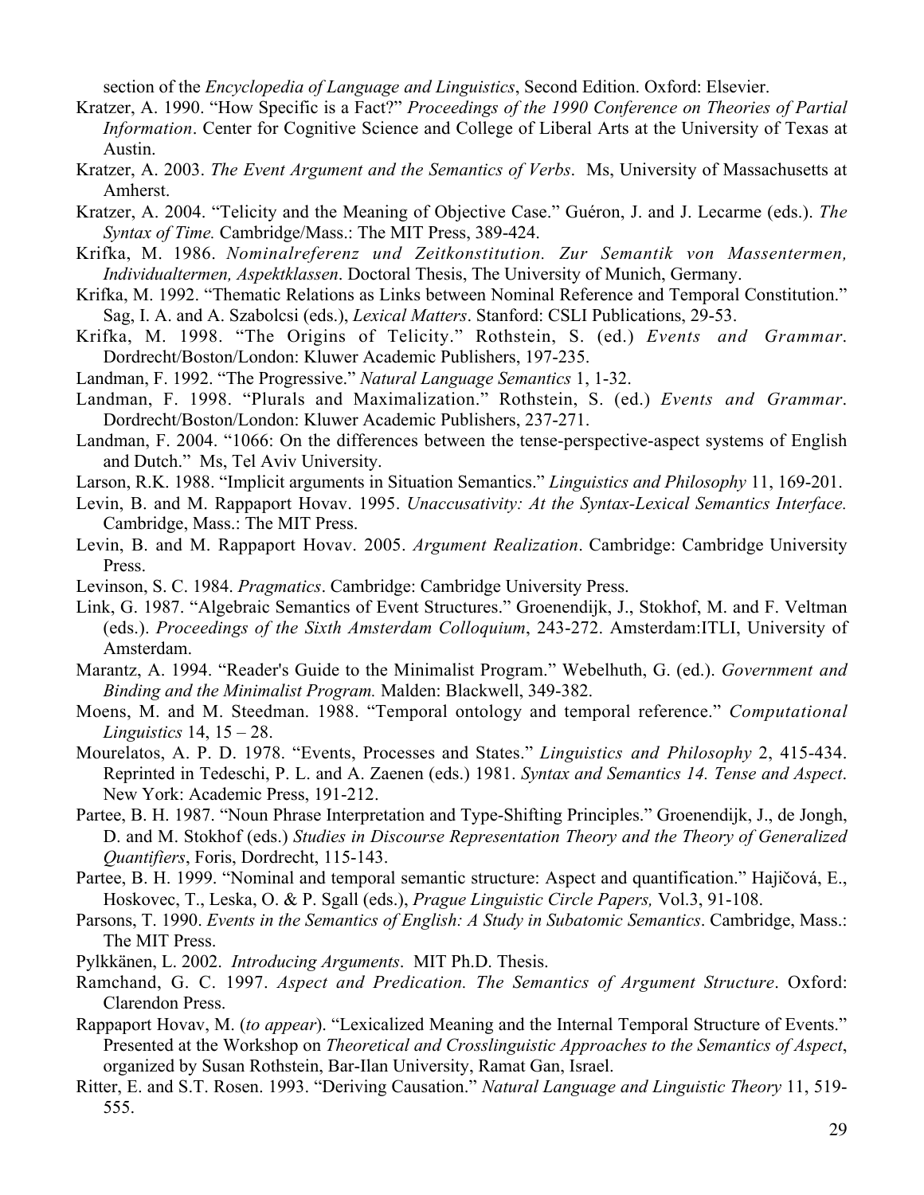section of the *Encyclopedia of Language and Linguistics*, Second Edition. Oxford: Elsevier.

Kratzer, A. 1990. "How Specific is a Fact?" *Proceedings of the 1990 Conference on Theories of Partial Information*. Center for Cognitive Science and College of Liberal Arts at the University of Texas at Austin.

Kratzer, A. 2003. *The Event Argument and the Semantics of Verbs*. Ms, University of Massachusetts at Amherst.

Kratzer, A. 2004. "Telicity and the Meaning of Objective Case." Guéron, J. and J. Lecarme (eds.). *The Syntax of Time.* Cambridge/Mass.: The MIT Press, 389-424.

Krifka, M. 1986. *Nominalreferenz und Zeitkonstitution. Zur Semantik von Massentermen, Individualtermen, Aspektklassen*. Doctoral Thesis, The University of Munich, Germany.

Krifka, M. 1992. "Thematic Relations as Links between Nominal Reference and Temporal Constitution." Sag, I. A. and A. Szabolcsi (eds.), *Lexical Matters*. Stanford: CSLI Publications, 29-53.

Krifka, M. 1998. "The Origins of Telicity." Rothstein, S. (ed.) *Events and Grammar*. Dordrecht/Boston/London: Kluwer Academic Publishers, 197-235.

Landman, F. 1992. "The Progressive." *Natural Language Semantics* 1, 1-32.

Landman, F. 1998. "Plurals and Maximalization." Rothstein, S. (ed.) *Events and Grammar*. Dordrecht/Boston/London: Kluwer Academic Publishers, 237-271.

Landman, F. 2004. "1066: On the differences between the tense-perspective-aspect systems of English and Dutch." Ms, Tel Aviv University.

Larson, R.K. 1988. "Implicit arguments in Situation Semantics." *Linguistics and Philosophy* 11, 169-201.

Levin, B. and M. Rappaport Hovav. 1995. *Unaccusativity: At the Syntax-Lexical Semantics Interface.* Cambridge, Mass.: The MIT Press.

Levin, B. and M. Rappaport Hovav. 2005. *Argument Realization*. Cambridge: Cambridge University Press.

Levinson, S. C. 1984. *Pragmatics*. Cambridge: Cambridge University Press.

Link, G. 1987. "Algebraic Semantics of Event Structures." Groenendijk, J., Stokhof, M. and F. Veltman (eds.). *Proceedings of the Sixth Amsterdam Colloquium*, 243-272. Amsterdam:ITLI, University of Amsterdam.

Marantz, A. 1994. "Reader's Guide to the Minimalist Program." Webelhuth, G. (ed.). *Government and Binding and the Minimalist Program.* Malden: Blackwell, 349-382.

Moens, M. and M. Steedman. 1988. "Temporal ontology and temporal reference." *Computational Linguistics* 14, 15 – 28.

Mourelatos, A. P. D. 1978. "Events, Processes and States." *Linguistics and Philosophy* 2, 415-434. Reprinted in Tedeschi, P. L. and A. Zaenen (eds.) 1981. *Syntax and Semantics 14. Tense and Aspect*. New York: Academic Press, 191-212.

Partee, B. H. 1987. "Noun Phrase Interpretation and Type-Shifting Principles." Groenendijk, J., de Jongh, D. and M. Stokhof (eds.) *Studies in Discourse Representation Theory and the Theory of Generalized Quantifiers*, Foris, Dordrecht, 115-143.

Partee, B. H. 1999. "Nominal and temporal semantic structure: Aspect and quantification." Hajičová, E., Hoskovec, T., Leska, O. & P. Sgall (eds.), *Prague Linguistic Circle Papers,* Vol.3, 91-108.

Parsons, T. 1990. *Events in the Semantics of English: A Study in Subatomic Semantics*. Cambridge, Mass.: The MIT Press.

Pylkkänen, L. 2002. *Introducing Arguments*. MIT Ph.D. Thesis.

Ramchand, G. C. 1997. *Aspect and Predication. The Semantics of Argument Structure*. Oxford: Clarendon Press.

Rappaport Hovav, M. (*to appear*). "Lexicalized Meaning and the Internal Temporal Structure of Events." Presented at the Workshop on *Theoretical and Crosslinguistic Approaches to the Semantics of Aspect*, organized by Susan Rothstein, Bar-Ilan University, Ramat Gan, Israel.

Ritter, E. and S.T. Rosen. 1993. "Deriving Causation." *Natural Language and Linguistic Theory* 11, 519-555.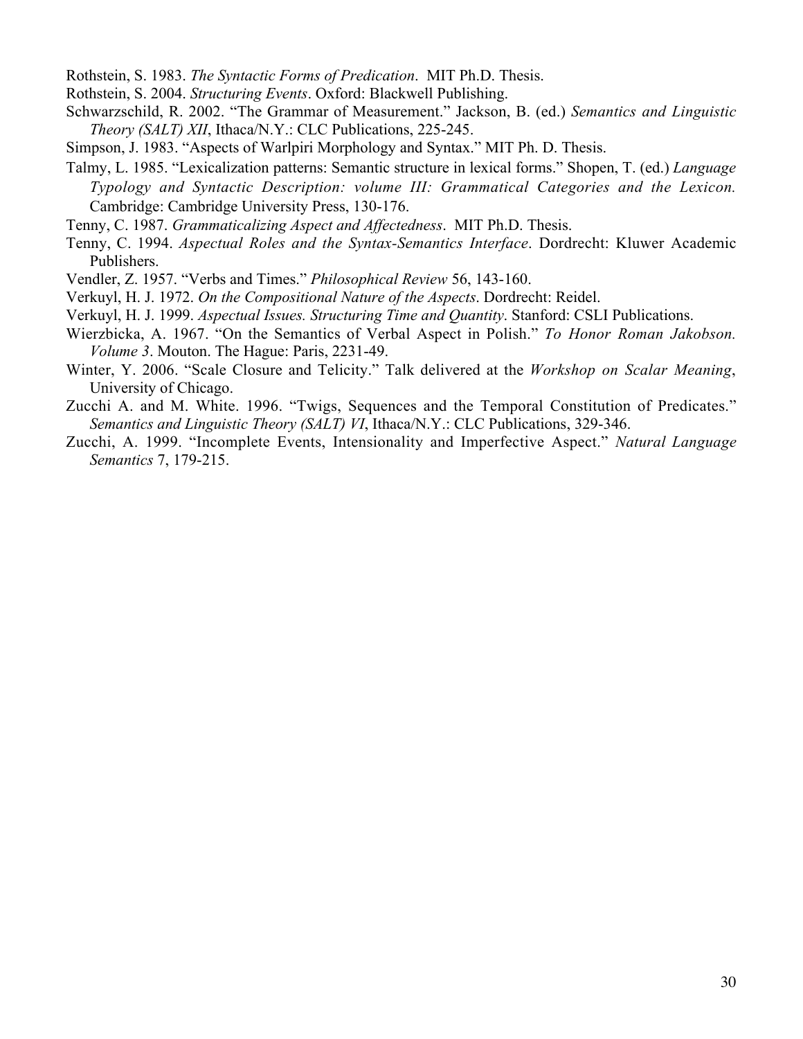Rothstein, S. 1983. *The Syntactic Forms of Predication*. MIT Ph.D. Thesis.

Rothstein, S. 2004. *Structuring Events*. Oxford: Blackwell Publishing.

Schwarzschild, R. 2002. "The Grammar of Measurement." Jackson, B. (ed.) *Semantics and Linguistic Theory (SALT) XII*, Ithaca/N.Y.: CLC Publications, 225-245.

Simpson, J. 1983. "Aspects of Warlpiri Morphology and Syntax." MIT Ph. D. Thesis.

Talmy, L. 1985. "Lexicalization patterns: Semantic structure in lexical forms." Shopen, T. (ed.) *Language Typology and Syntactic Description: volume III: Grammatical Categories and the Lexicon.* Cambridge: Cambridge University Press, 130-176.

Tenny, C. 1987. *Grammaticalizing Aspect and Affectedness*. MIT Ph.D. Thesis.

Tenny, C. 1994. *Aspectual Roles and the Syntax-Semantics Interface*. Dordrecht: Kluwer Academic Publishers.

Vendler, Z. 1957. "Verbs and Times." *Philosophical Review* 56, 143-160.

Verkuyl, H. J. 1972. *On the Compositional Nature of the Aspects*. Dordrecht: Reidel.

Verkuyl, H. J. 1999. *Aspectual Issues. Structuring Time and Quantity*. Stanford: CSLI Publications.

Wierzbicka, A. 1967. "On the Semantics of Verbal Aspect in Polish." *To Honor Roman Jakobson. Volume 3*. Mouton. The Hague: Paris, 2231-49.

Winter, Y. 2006. "Scale Closure and Telicity." Talk delivered at the *Workshop on Scalar Meaning*, University of Chicago.

Zucchi A. and M. White. 1996. "Twigs, Sequences and the Temporal Constitution of Predicates." *Semantics and Linguistic Theory (SALT) VI*, Ithaca/N.Y.: CLC Publications, 329-346.

Zucchi, A. 1999. "Incomplete Events, Intensionality and Imperfective Aspect." *Natural Language Semantics* 7, 179-215.